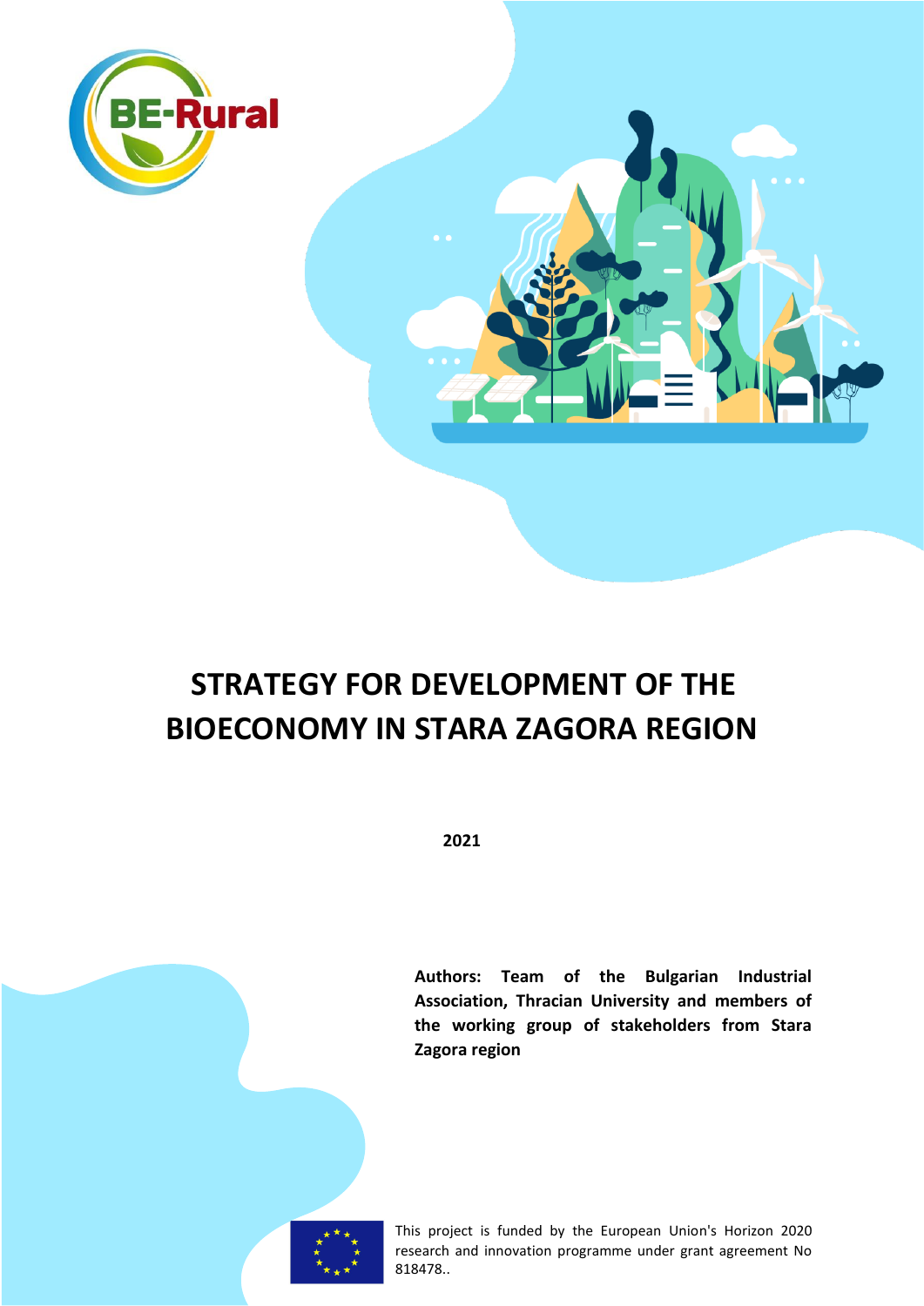BE-Rural

# STRATEGY FOR DEVELOPMENT OF THE BIOECONOMY IN STARA ZAGORA REGION

**2021**

**Authors: Team of the Bulgarian Industrial Association, Thracian University and members of the working group of stakeholders from Stara Zagora region**

This project is funded by the European Union's Horizon 2020 research and innovation programme under grant agreement No 818478..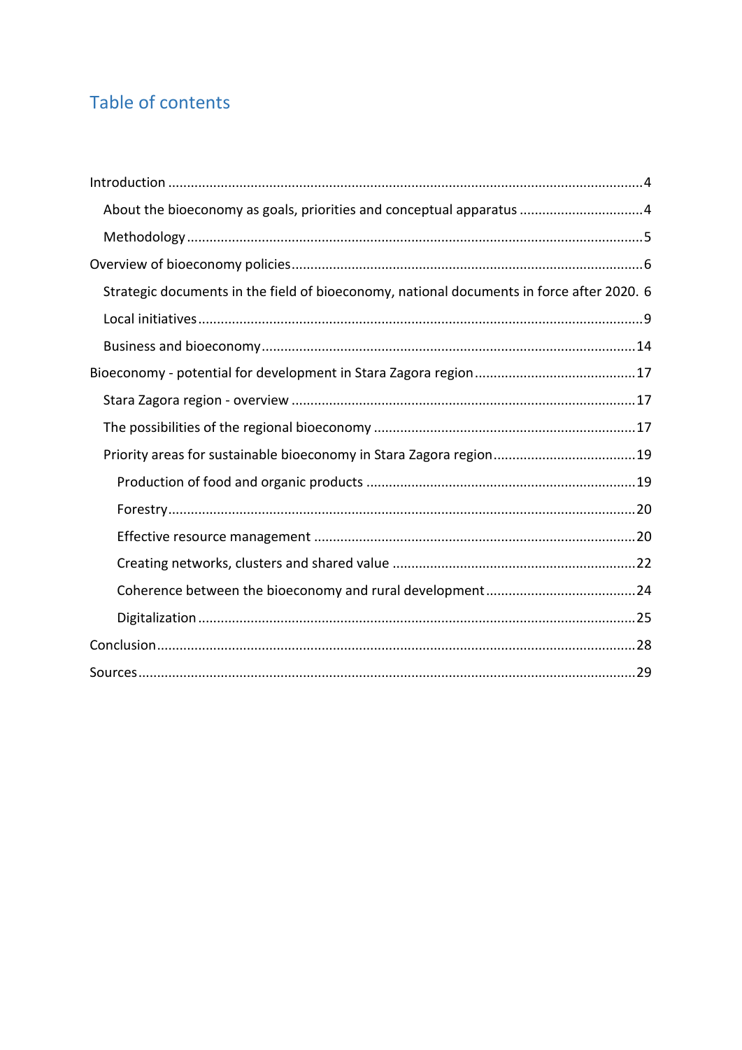# Table of contents

Introduction ... 4

- About the bioeconomy as goals, priorities and conceptual apparatus ... 4
- Methodology ... 5

Overview of bioeconomy policies ... 6

- Strategic documents in the field of bioeconomy, national documents in force after 2020. 6
- Local initiatives ... 9
- Business and bioeconomy ... 14

Bioeconomy - potential for development in Stara Zagora region ... 17

- Stara Zagora region - overview ... 17
- The possibilities of the regional bioeconomy ... 17
- Priority areas for sustainable bioeconomy in Stara Zagora region ... 19
  - Production of food and organic products ... 19
  - Forestry ... 20
  - Effective resource management ... 20
  - Creating networks, clusters and shared value ... 22
  - Coherence between the bioeconomy and rural development ... 24
  - Digitalization ... 25

Conclusion ... 28

Sources ... 29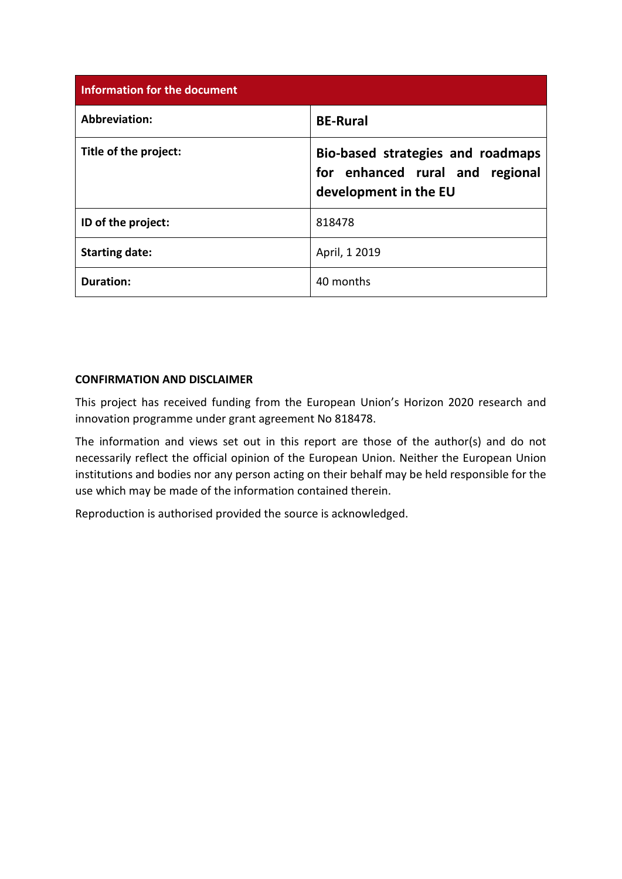| Information for the document | |
| --- | --- |
| **Abbreviation:** | **BE-Rural** |
| **Title of the project:** | **Bio-based strategies and roadmaps for enhanced rural and regional development in the EU** |
| **ID of the project:** | 818478 |
| **Starting date:** | April, 1 2019 |
| **Duration:** | 40 months |

**CONFIRMATION AND DISCLAIMER**

This project has received funding from the European Union's Horizon 2020 research and innovation programme under grant agreement No 818478.

The information and views set out in this report are those of the author(s) and do not necessarily reflect the official opinion of the European Union. Neither the European Union institutions and bodies nor any person acting on their behalf may be held responsible for the use which may be made of the information contained therein.

Reproduction is authorised provided the source is acknowledged.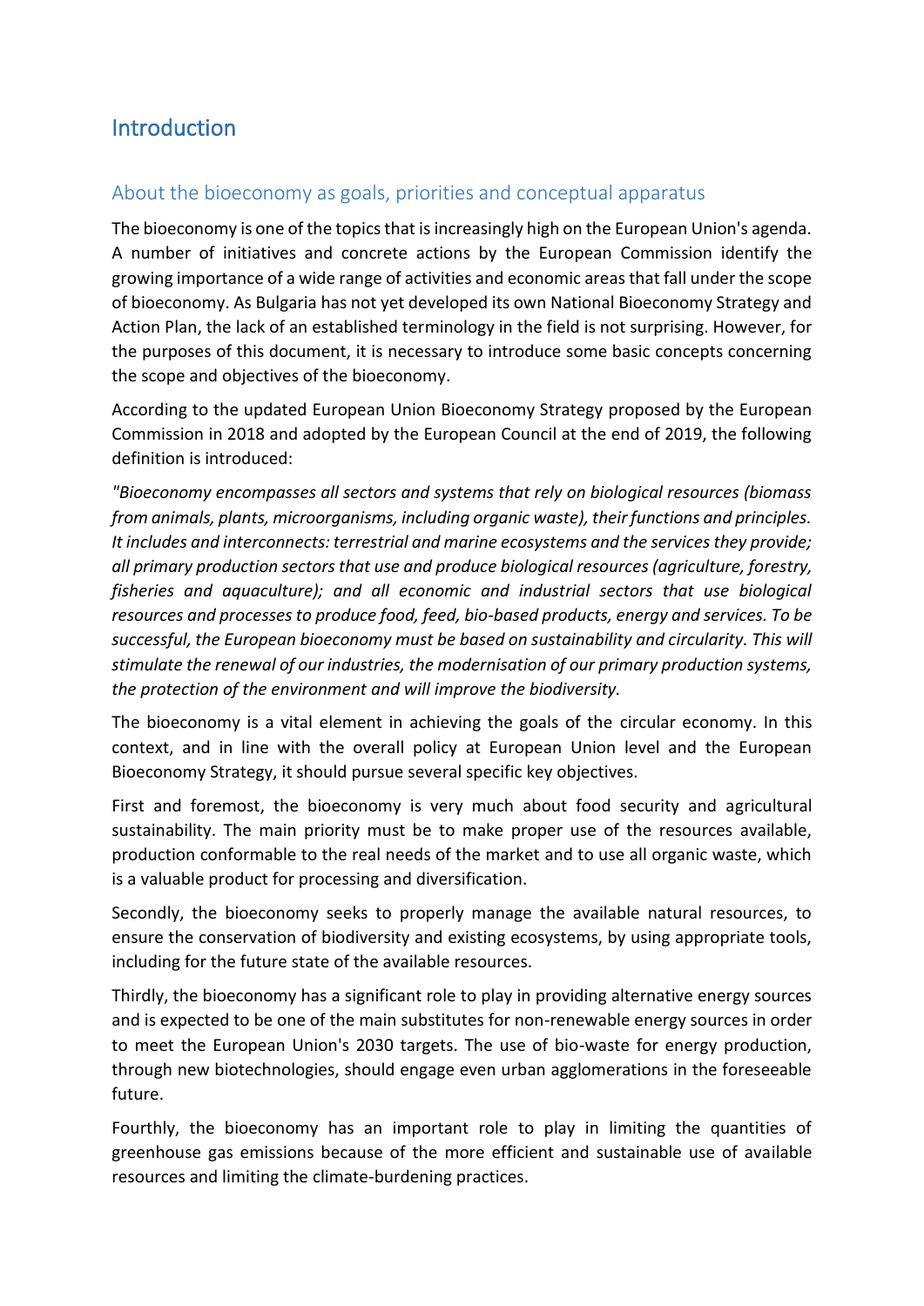# Introduction

## About the bioeconomy as goals, priorities and conceptual apparatus

The bioeconomy is one of the topics that is increasingly high on the European Union's agenda. A number of initiatives and concrete actions by the European Commission identify the growing importance of a wide range of activities and economic areas that fall under the scope of bioeconomy. As Bulgaria has not yet developed its own National Bioeconomy Strategy and Action Plan, the lack of an established terminology in the field is not surprising. However, for the purposes of this document, it is necessary to introduce some basic concepts concerning the scope and objectives of the bioeconomy.

According to the updated European Union Bioeconomy Strategy proposed by the European Commission in 2018 and adopted by the European Council at the end of 2019, the following definition is introduced:

*"Bioeconomy encompasses all sectors and systems that rely on biological resources (biomass from animals, plants, microorganisms, including organic waste), their functions and principles. It includes and interconnects: terrestrial and marine ecosystems and the services they provide; all primary production sectors that use and produce biological resources (agriculture, forestry, fisheries and aquaculture); and all economic and industrial sectors that use biological resources and processes to produce food, feed, bio-based products, energy and services. To be successful, the European bioeconomy must be based on sustainability and circularity. This will stimulate the renewal of our industries, the modernisation of our primary production systems, the protection of the environment and will improve the biodiversity.*

The bioeconomy is a vital element in achieving the goals of the circular economy. In this context, and in line with the overall policy at European Union level and the European Bioeconomy Strategy, it should pursue several specific key objectives.

First and foremost, the bioeconomy is very much about food security and agricultural sustainability. The main priority must be to make proper use of the resources available, production conformable to the real needs of the market and to use all organic waste, which is a valuable product for processing and diversification.

Secondly, the bioeconomy seeks to properly manage the available natural resources, to ensure the conservation of biodiversity and existing ecosystems, by using appropriate tools, including for the future state of the available resources.

Thirdly, the bioeconomy has a significant role to play in providing alternative energy sources and is expected to be one of the main substitutes for non-renewable energy sources in order to meet the European Union's 2030 targets. The use of bio-waste for energy production, through new biotechnologies, should engage even urban agglomerations in the foreseeable future.

Fourthly, the bioeconomy has an important role to play in limiting the quantities of greenhouse gas emissions because of the more efficient and sustainable use of available resources and limiting the climate-burdening practices.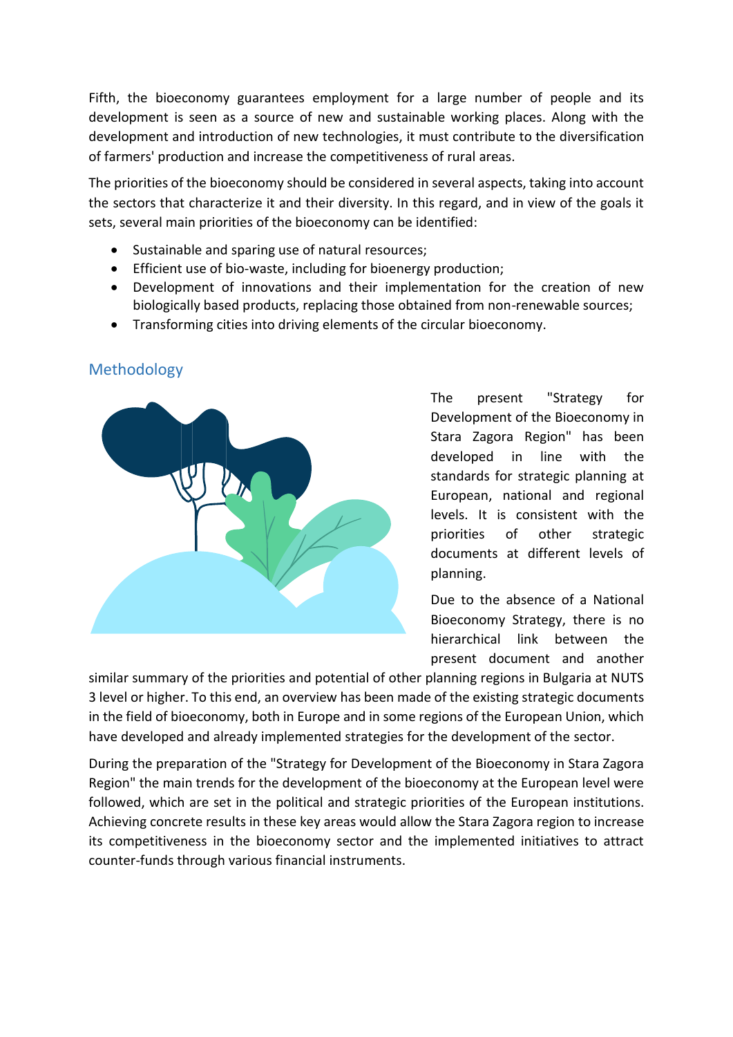Fifth, the bioeconomy guarantees employment for a large number of people and its development is seen as a source of new and sustainable working places. Along with the development and introduction of new technologies, it must contribute to the diversification of farmers' production and increase the competitiveness of rural areas.

The priorities of the bioeconomy should be considered in several aspects, taking into account the sectors that characterize it and their diversity. In this regard, and in view of the goals it sets, several main priorities of the bioeconomy can be identified:

- Sustainable and sparing use of natural resources;
- Efficient use of bio-waste, including for bioenergy production;
- Development of innovations and their implementation for the creation of new biologically based products, replacing those obtained from non-renewable sources;
- Transforming cities into driving elements of the circular bioeconomy.

## Methodology

The present "Strategy for Development of the Bioeconomy in Stara Zagora Region" has been developed in line with the standards for strategic planning at European, national and regional levels. It is consistent with the priorities of other strategic documents at different levels of planning.

Due to the absence of a National Bioeconomy Strategy, there is no hierarchical link between the present document and another similar summary of the priorities and potential of other planning regions in Bulgaria at NUTS 3 level or higher. To this end, an overview has been made of the existing strategic documents in the field of bioeconomy, both in Europe and in some regions of the European Union, which have developed and already implemented strategies for the development of the sector.

During the preparation of the "Strategy for Development of the Bioeconomy in Stara Zagora Region" the main trends for the development of the bioeconomy at the European level were followed, which are set in the political and strategic priorities of the European institutions. Achieving concrete results in these key areas would allow the Stara Zagora region to increase its competitiveness in the bioeconomy sector and the implemented initiatives to attract counter-funds through various financial instruments.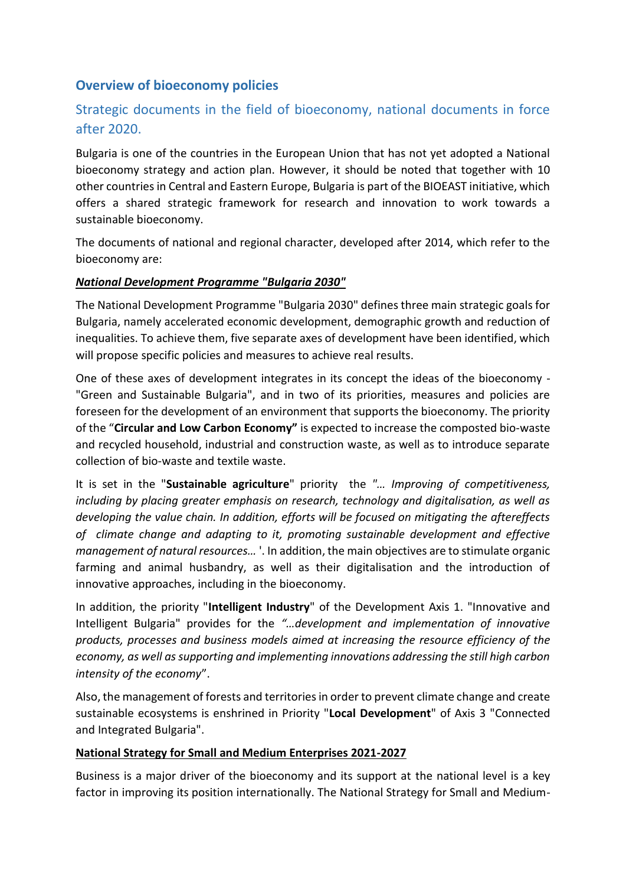## Overview of bioeconomy policies

### Strategic documents in the field of bioeconomy, national documents in force after 2020.

Bulgaria is one of the countries in the European Union that has not yet adopted a National bioeconomy strategy and action plan. However, it should be noted that together with 10 other countries in Central and Eastern Europe, Bulgaria is part of the BIOEAST initiative, which offers a shared strategic framework for research and innovation to work towards a sustainable bioeconomy.

The documents of national and regional character, developed after 2014, which refer to the bioeconomy are:

***National Development Programme "Bulgaria 2030"***

The National Development Programme "Bulgaria 2030" defines three main strategic goals for Bulgaria, namely accelerated economic development, demographic growth and reduction of inequalities. To achieve them, five separate axes of development have been identified, which will propose specific policies and measures to achieve real results.

One of these axes of development integrates in its concept the ideas of the bioeconomy - "Green and Sustainable Bulgaria", and in two of its priorities, measures and policies are foreseen for the development of an environment that supports the bioeconomy. The priority of the "**Circular and Low Carbon Economy"** is expected to increase the composted bio-waste and recycled household, industrial and construction waste, as well as to introduce separate collection of bio-waste and textile waste.

It is set in the "**Sustainable agriculture**" priority the *"… Improving of competitiveness, including by placing greater emphasis on research, technology and digitalisation, as well as developing the value chain. In addition, efforts will be focused on mitigating the aftereffects of climate change and adapting to it, promoting sustainable development and effective management of natural resources…* '. In addition, the main objectives are to stimulate organic farming and animal husbandry, as well as their digitalisation and the introduction of innovative approaches, including in the bioeconomy.

In addition, the priority "**Intelligent Industry**" of the Development Axis 1. "Innovative and Intelligent Bulgaria" provides for the *"…development and implementation of innovative products, processes and business models aimed at increasing the resource efficiency of the economy, as well as supporting and implementing innovations addressing the still high carbon intensity of the economy*".

Also, the management of forests and territories in order to prevent climate change and create sustainable ecosystems is enshrined in Priority "**Local Development**" of Axis 3 "Connected and Integrated Bulgaria".

**National Strategy for Small and Medium Enterprises 2021-2027**

Business is a major driver of the bioeconomy and its support at the national level is a key factor in improving its position internationally. The National Strategy for Small and Medium-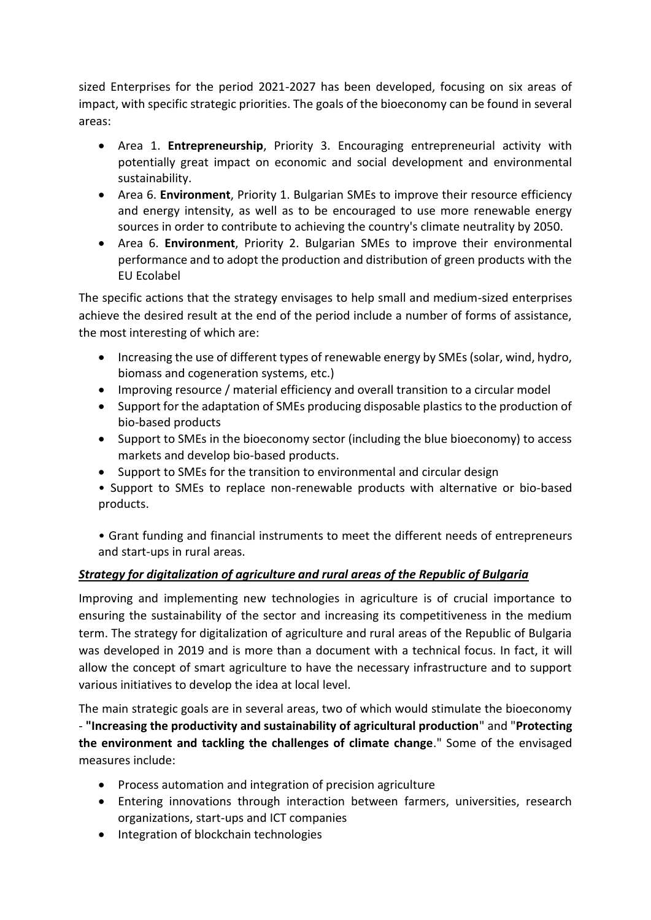sized Enterprises for the period 2021-2027 has been developed, focusing on six areas of impact, with specific strategic priorities. The goals of the bioeconomy can be found in several areas:

- Area 1. **Entrepreneurship**, Priority 3. Encouraging entrepreneurial activity with potentially great impact on economic and social development and environmental sustainability.
- Area 6. **Environment**, Priority 1. Bulgarian SMEs to improve their resource efficiency and energy intensity, as well as to be encouraged to use more renewable energy sources in order to contribute to achieving the country's climate neutrality by 2050.
- Area 6. **Environment**, Priority 2. Bulgarian SMEs to improve their environmental performance and to adopt the production and distribution of green products with the EU Ecolabel

The specific actions that the strategy envisages to help small and medium-sized enterprises achieve the desired result at the end of the period include a number of forms of assistance, the most interesting of which are:

- Increasing the use of different types of renewable energy by SMEs (solar, wind, hydro, biomass and cogeneration systems, etc.)
- Improving resource / material efficiency and overall transition to a circular model
- Support for the adaptation of SMEs producing disposable plastics to the production of bio-based products
- Support to SMEs in the bioeconomy sector (including the blue bioeconomy) to access markets and develop bio-based products.
- Support to SMEs for the transition to environmental and circular design
- Support to SMEs to replace non-renewable products with alternative or bio-based products.
- Grant funding and financial instruments to meet the different needs of entrepreneurs and start-ups in rural areas.

***Strategy for digitalization of agriculture and rural areas of the Republic of Bulgaria***

Improving and implementing new technologies in agriculture is of crucial importance to ensuring the sustainability of the sector and increasing its competitiveness in the medium term. The strategy for digitalization of agriculture and rural areas of the Republic of Bulgaria was developed in 2019 and is more than a document with a technical focus. In fact, it will allow the concept of smart agriculture to have the necessary infrastructure and to support various initiatives to develop the idea at local level.

The main strategic goals are in several areas, two of which would stimulate the bioeconomy - **"Increasing the productivity and sustainability of agricultural production**" and "**Protecting the environment and tackling the challenges of climate change**." Some of the envisaged measures include:

- Process automation and integration of precision agriculture
- Entering innovations through interaction between farmers, universities, research organizations, start-ups and ICT companies
- Integration of blockchain technologies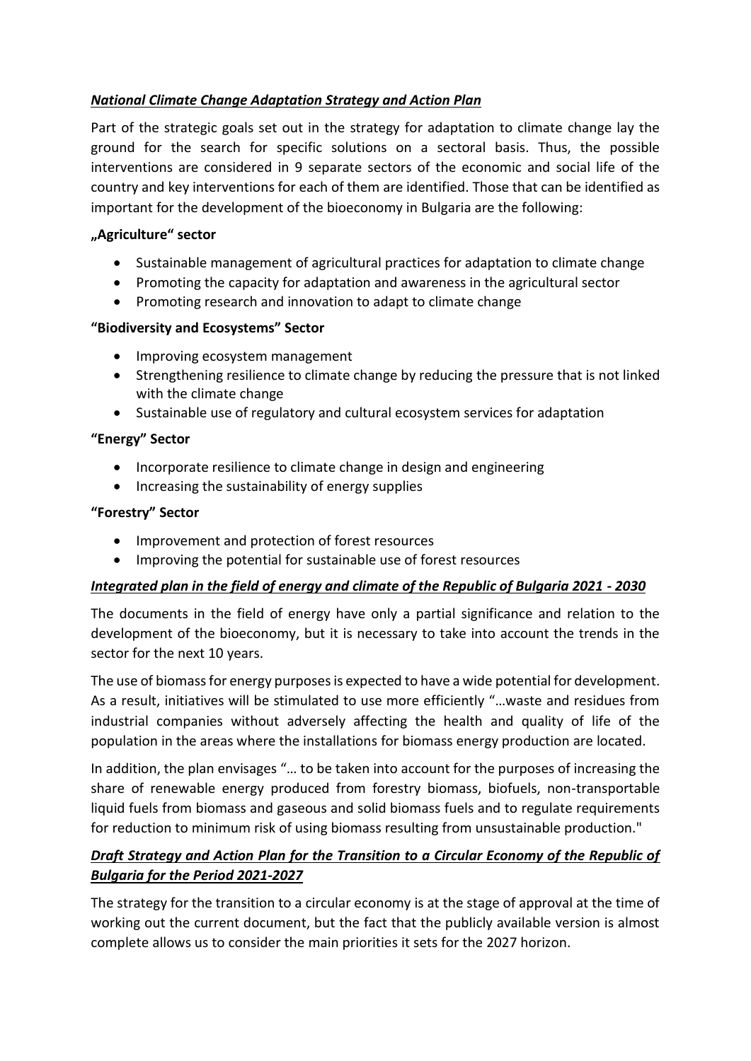***National Climate Change Adaptation Strategy and Action Plan***

Part of the strategic goals set out in the strategy for adaptation to climate change lay the ground for the search for specific solutions on a sectoral basis. Thus, the possible interventions are considered in 9 separate sectors of the economic and social life of the country and key interventions for each of them are identified. Those that can be identified as important for the development of the bioeconomy in Bulgaria are the following:

**„Agriculture" sector**

- Sustainable management of agricultural practices for adaptation to climate change
- Promoting the capacity for adaptation and awareness in the agricultural sector
- Promoting research and innovation to adapt to climate change

**"Biodiversity and Ecosystems" Sector**

- Improving ecosystem management
- Strengthening resilience to climate change by reducing the pressure that is not linked with the climate change
- Sustainable use of regulatory and cultural ecosystem services for adaptation

**"Energy" Sector**

- Incorporate resilience to climate change in design and engineering
- Increasing the sustainability of energy supplies

**"Forestry" Sector**

- Improvement and protection of forest resources
- Improving the potential for sustainable use of forest resources

***Integrated plan in the field of energy and climate of the Republic of Bulgaria 2021 - 2030***

The documents in the field of energy have only a partial significance and relation to the development of the bioeconomy, but it is necessary to take into account the trends in the sector for the next 10 years.

The use of biomass for energy purposes is expected to have a wide potential for development. As a result, initiatives will be stimulated to use more efficiently "…waste and residues from industrial companies without adversely affecting the health and quality of life of the population in the areas where the installations for biomass energy production are located.

In addition, the plan envisages "… to be taken into account for the purposes of increasing the share of renewable energy produced from forestry biomass, biofuels, non-transportable liquid fuels from biomass and gaseous and solid biomass fuels and to regulate requirements for reduction to minimum risk of using biomass resulting from unsustainable production."

***Draft Strategy and Action Plan for the Transition to a Circular Economy of the Republic of Bulgaria for the Period 2021-2027***

The strategy for the transition to a circular economy is at the stage of approval at the time of working out the current document, but the fact that the publicly available version is almost complete allows us to consider the main priorities it sets for the 2027 horizon.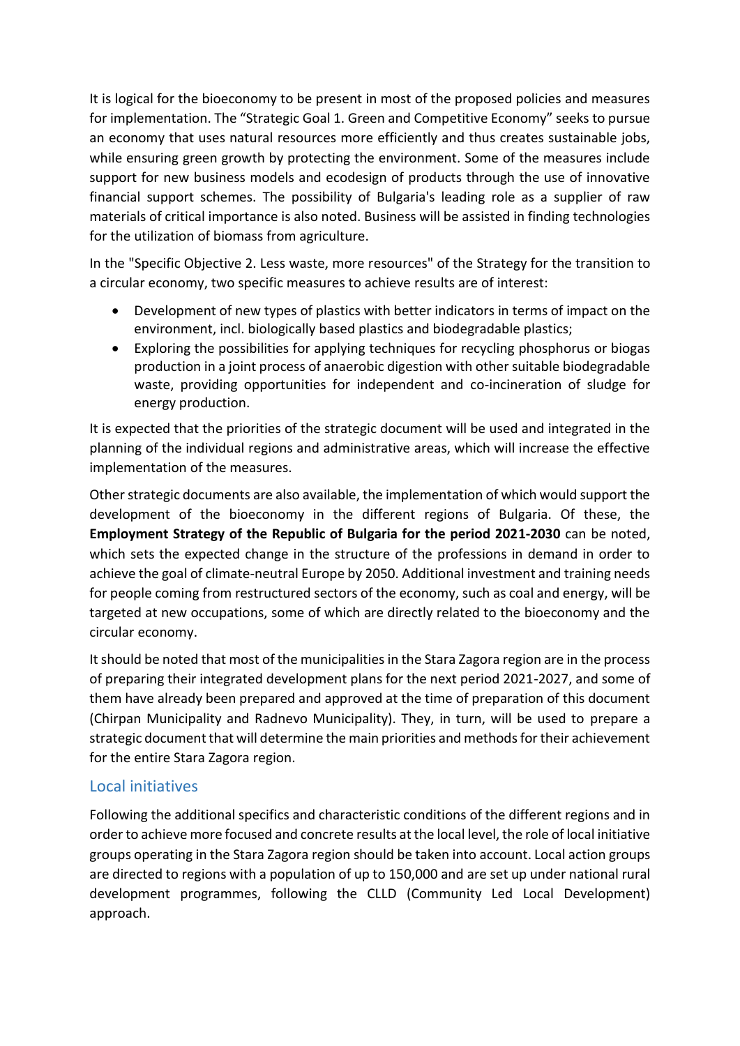It is logical for the bioeconomy to be present in most of the proposed policies and measures for implementation. The “Strategic Goal 1. Green and Competitive Economy” seeks to pursue an economy that uses natural resources more efficiently and thus creates sustainable jobs, while ensuring green growth by protecting the environment. Some of the measures include support for new business models and ecodesign of products through the use of innovative financial support schemes. The possibility of Bulgaria's leading role as a supplier of raw materials of critical importance is also noted. Business will be assisted in finding technologies for the utilization of biomass from agriculture.

In the "Specific Objective 2. Less waste, more resources" of the Strategy for the transition to a circular economy, two specific measures to achieve results are of interest:

- Development of new types of plastics with better indicators in terms of impact on the environment, incl. biologically based plastics and biodegradable plastics;
- Exploring the possibilities for applying techniques for recycling phosphorus or biogas production in a joint process of anaerobic digestion with other suitable biodegradable waste, providing opportunities for independent and co-incineration of sludge for energy production.

It is expected that the priorities of the strategic document will be used and integrated in the planning of the individual regions and administrative areas, which will increase the effective implementation of the measures.

Other strategic documents are also available, the implementation of which would support the development of the bioeconomy in the different regions of Bulgaria. Of these, the **Employment Strategy of the Republic of Bulgaria for the period 2021-2030** can be noted, which sets the expected change in the structure of the professions in demand in order to achieve the goal of climate-neutral Europe by 2050. Additional investment and training needs for people coming from restructured sectors of the economy, such as coal and energy, will be targeted at new occupations, some of which are directly related to the bioeconomy and the circular economy.

It should be noted that most of the municipalities in the Stara Zagora region are in the process of preparing their integrated development plans for the next period 2021-2027, and some of them have already been prepared and approved at the time of preparation of this document (Chirpan Municipality and Radnevo Municipality). They, in turn, will be used to prepare a strategic document that will determine the main priorities and methods for their achievement for the entire Stara Zagora region.

## Local initiatives

Following the additional specifics and characteristic conditions of the different regions and in order to achieve more focused and concrete results at the local level, the role of local initiative groups operating in the Stara Zagora region should be taken into account. Local action groups are directed to regions with a population of up to 150,000 and are set up under national rural development programmes, following the CLLD (Community Led Local Development) approach.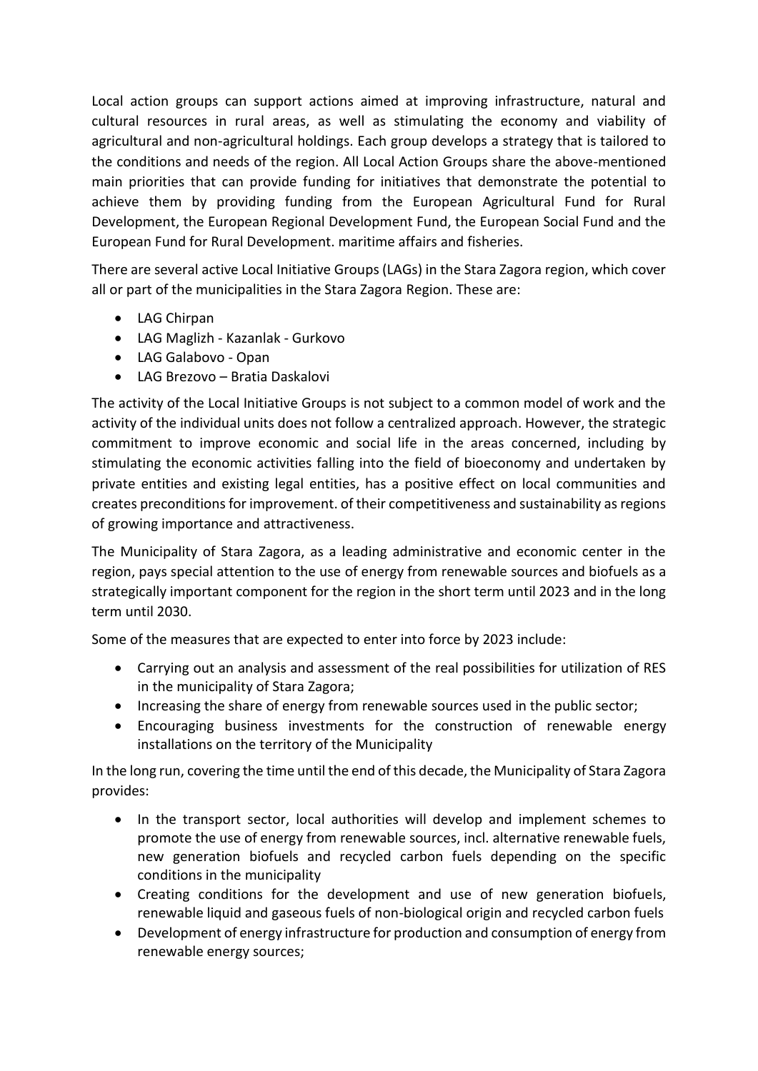Local action groups can support actions aimed at improving infrastructure, natural and cultural resources in rural areas, as well as stimulating the economy and viability of agricultural and non-agricultural holdings. Each group develops a strategy that is tailored to the conditions and needs of the region. All Local Action Groups share the above-mentioned main priorities that can provide funding for initiatives that demonstrate the potential to achieve them by providing funding from the European Agricultural Fund for Rural Development, the European Regional Development Fund, the European Social Fund and the European Fund for Rural Development. maritime affairs and fisheries.

There are several active Local Initiative Groups (LAGs) in the Stara Zagora region, which cover all or part of the municipalities in the Stara Zagora Region. These are:

- LAG Chirpan
- LAG Maglizh - Kazanlak - Gurkovo
- LAG Galabovo - Opan
- LAG Brezovo – Bratia Daskalovi

The activity of the Local Initiative Groups is not subject to a common model of work and the activity of the individual units does not follow a centralized approach. However, the strategic commitment to improve economic and social life in the areas concerned, including by stimulating the economic activities falling into the field of bioeconomy and undertaken by private entities and existing legal entities, has a positive effect on local communities and creates preconditions for improvement. of their competitiveness and sustainability as regions of growing importance and attractiveness.

The Municipality of Stara Zagora, as a leading administrative and economic center in the region, pays special attention to the use of energy from renewable sources and biofuels as a strategically important component for the region in the short term until 2023 and in the long term until 2030.

Some of the measures that are expected to enter into force by 2023 include:

- Carrying out an analysis and assessment of the real possibilities for utilization of RES in the municipality of Stara Zagora;
- Increasing the share of energy from renewable sources used in the public sector;
- Encouraging business investments for the construction of renewable energy installations on the territory of the Municipality

In the long run, covering the time until the end of this decade, the Municipality of Stara Zagora provides:

- In the transport sector, local authorities will develop and implement schemes to promote the use of energy from renewable sources, incl. alternative renewable fuels, new generation biofuels and recycled carbon fuels depending on the specific conditions in the municipality
- Creating conditions for the development and use of new generation biofuels, renewable liquid and gaseous fuels of non-biological origin and recycled carbon fuels
- Development of energy infrastructure for production and consumption of energy from renewable energy sources;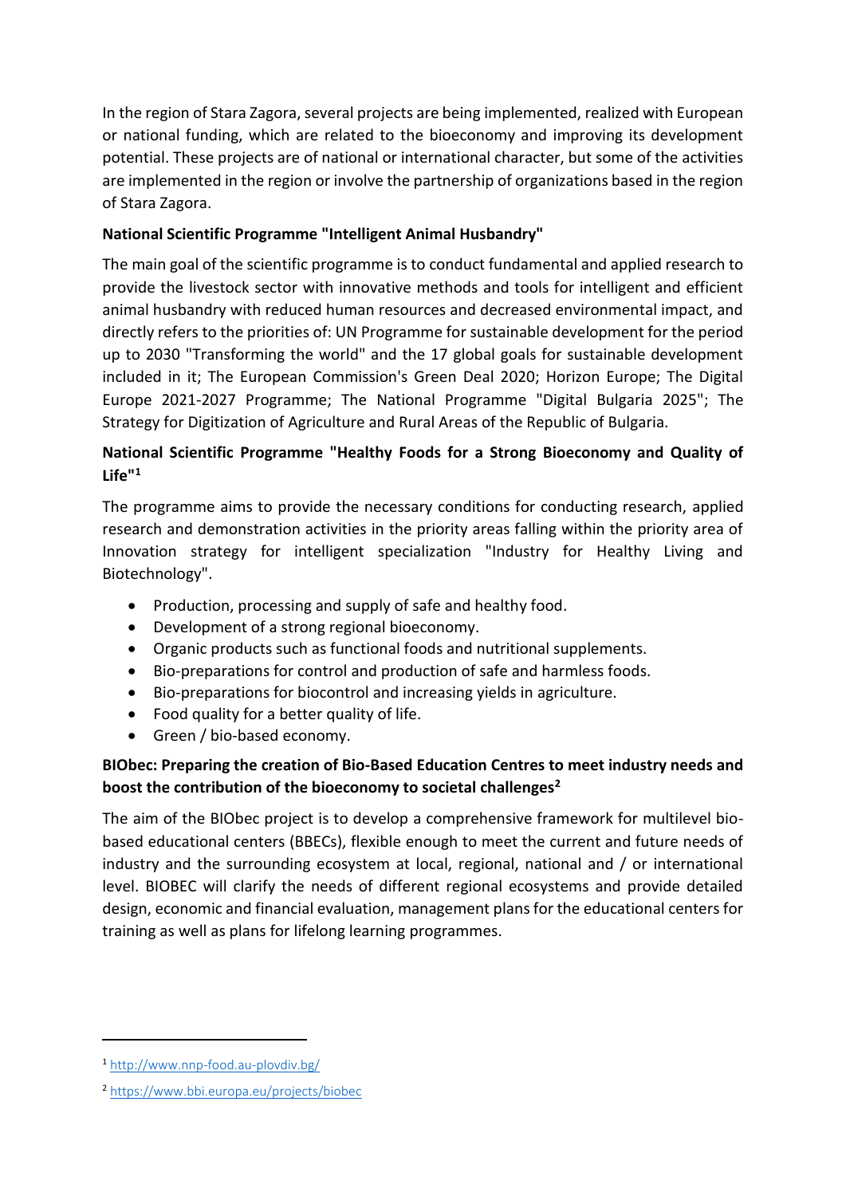In the region of Stara Zagora, several projects are being implemented, realized with European or national funding, which are related to the bioeconomy and improving its development potential. These projects are of national or international character, but some of the activities are implemented in the region or involve the partnership of organizations based in the region of Stara Zagora.

**National Scientific Programme "Intelligent Animal Husbandry"**

The main goal of the scientific programme is to conduct fundamental and applied research to provide the livestock sector with innovative methods and tools for intelligent and efficient animal husbandry with reduced human resources and decreased environmental impact, and directly refers to the priorities of: UN Programme for sustainable development for the period up to 2030 "Transforming the world" and the 17 global goals for sustainable development included in it; The European Commission's Green Deal 2020; Horizon Europe; The Digital Europe 2021-2027 Programme; The National Programme "Digital Bulgaria 2025"; The Strategy for Digitization of Agriculture and Rural Areas of the Republic of Bulgaria.

**National Scientific Programme "Healthy Foods for a Strong Bioeconomy and Quality of Life"[1]**

The programme aims to provide the necessary conditions for conducting research, applied research and demonstration activities in the priority areas falling within the priority area of Innovation strategy for intelligent specialization "Industry for Healthy Living and Biotechnology".

- Production, processing and supply of safe and healthy food.
- Development of a strong regional bioeconomy.
- Organic products such as functional foods and nutritional supplements.
- Bio-preparations for control and production of safe and harmless foods.
- Bio-preparations for biocontrol and increasing yields in agriculture.
- Food quality for a better quality of life.
- Green / bio-based economy.

**BIObec: Preparing the creation of Bio-Based Education Centres to meet industry needs and boost the contribution of the bioeconomy to societal challenges[2]**

The aim of the BIObec project is to develop a comprehensive framework for multilevel bio-based educational centers (BBECs), flexible enough to meet the current and future needs of industry and the surrounding ecosystem at local, regional, national and / or international level. BIOBEC will clarify the needs of different regional ecosystems and provide detailed design, economic and financial evaluation, management plans for the educational centers for training as well as plans for lifelong learning programmes.

---

[1] http://www.nnp-food.au-plovdiv.bg/

[2] https://www.bbi.europa.eu/projects/biobec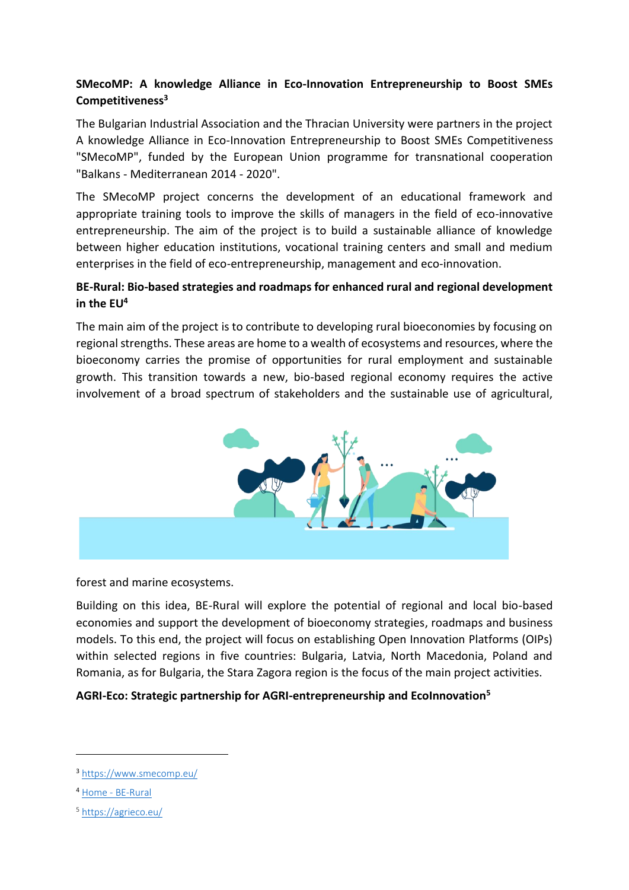**SMecoMP: A knowledge Alliance in Eco-Innovation Entrepreneurship to Boost SMEs Competitiveness**[3]

The Bulgarian Industrial Association and the Thracian University were partners in the project A knowledge Alliance in Eco-Innovation Entrepreneurship to Boost SMEs Competitiveness "SMecoMP", funded by the European Union programme for transnational cooperation "Balkans - Mediterranean 2014 - 2020".

The SMecoMP project concerns the development of an educational framework and appropriate training tools to improve the skills of managers in the field of eco-innovative entrepreneurship. The aim of the project is to build a sustainable alliance of knowledge between higher education institutions, vocational training centers and small and medium enterprises in the field of eco-entrepreneurship, management and eco-innovation.

**BE-Rural: Bio-based strategies and roadmaps for enhanced rural and regional development in the EU**[4]

The main aim of the project is to contribute to developing rural bioeconomies by focusing on regional strengths. These areas are home to a wealth of ecosystems and resources, where the bioeconomy carries the promise of opportunities for rural employment and sustainable growth. This transition towards a new, bio-based regional economy requires the active involvement of a broad spectrum of stakeholders and the sustainable use of agricultural, forest and marine ecosystems.

Building on this idea, BE-Rural will explore the potential of regional and local bio-based economies and support the development of bioeconomy strategies, roadmaps and business models. To this end, the project will focus on establishing Open Innovation Platforms (OIPs) within selected regions in five countries: Bulgaria, Latvia, North Macedonia, Poland and Romania, as for Bulgaria, the Stara Zagora region is the focus of the main project activities.

**AGRI-Eco: Strategic partnership for AGRI-entrepreneurship and EcoInnovation**[5]

---

[3] https://www.smecomp.eu/

[4] Home - BE-Rural

[5] https://agrieco.eu/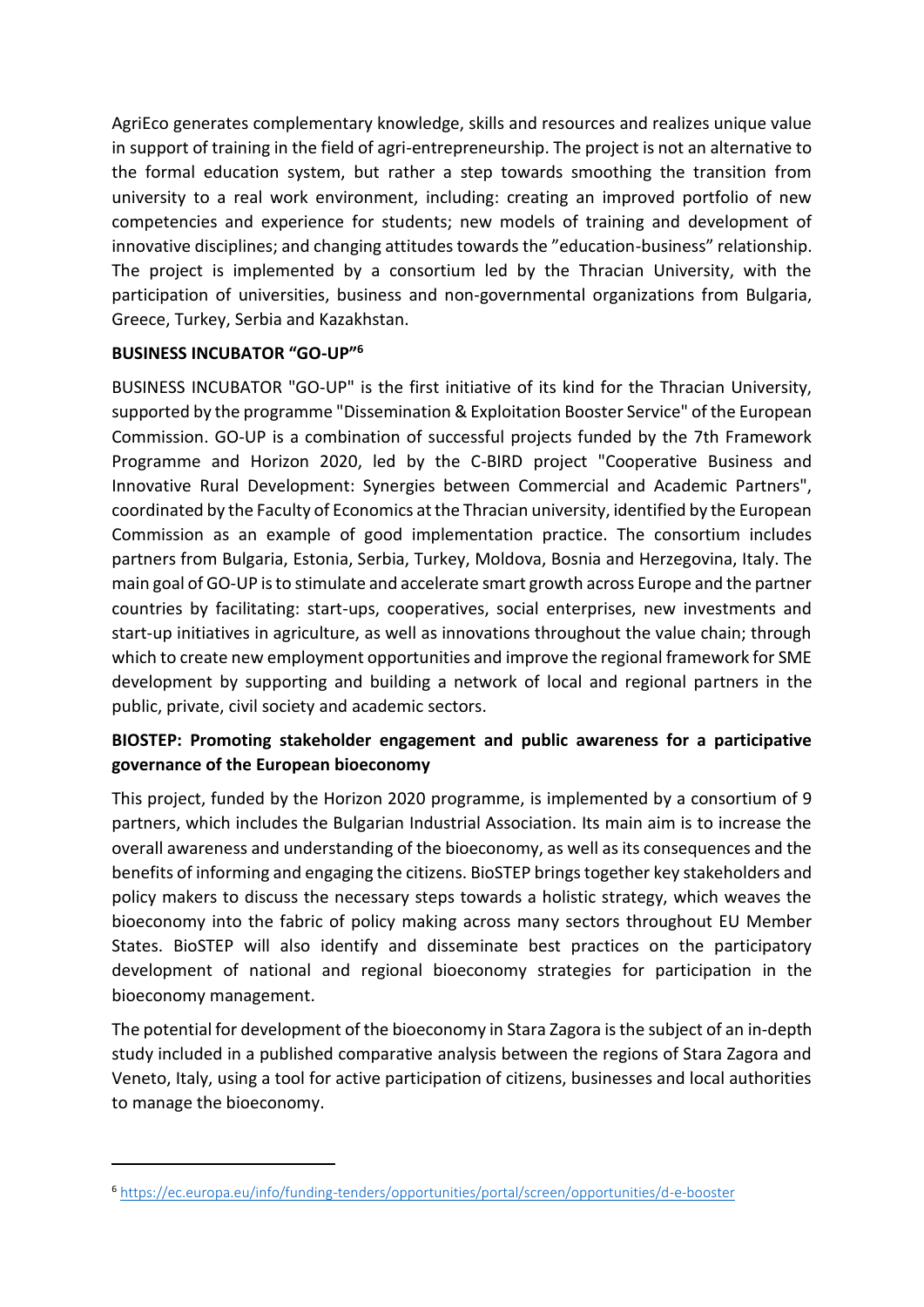AgriEco generates complementary knowledge, skills and resources and realizes unique value in support of training in the field of agri-entrepreneurship. The project is not an alternative to the formal education system, but rather a step towards smoothing the transition from university to a real work environment, including: creating an improved portfolio of new competencies and experience for students; new models of training and development of innovative disciplines; and changing attitudes towards the "education-business" relationship. The project is implemented by a consortium led by the Thracian University, with the participation of universities, business and non-governmental organizations from Bulgaria, Greece, Turkey, Serbia and Kazakhstan.

**BUSINESS INCUBATOR "GO-UP"[6]**

BUSINESS INCUBATOR "GO-UP" is the first initiative of its kind for the Thracian University, supported by the programme "Dissemination & Exploitation Booster Service" of the European Commission. GO-UP is a combination of successful projects funded by the 7th Framework Programme and Horizon 2020, led by the C-BIRD project "Cooperative Business and Innovative Rural Development: Synergies between Commercial and Academic Partners", coordinated by the Faculty of Economics at the Thracian university, identified by the European Commission as an example of good implementation practice. The consortium includes partners from Bulgaria, Estonia, Serbia, Turkey, Moldova, Bosnia and Herzegovina, Italy. The main goal of GO-UP is to stimulate and accelerate smart growth across Europe and the partner countries by facilitating: start-ups, cooperatives, social enterprises, new investments and start-up initiatives in agriculture, as well as innovations throughout the value chain; through which to create new employment opportunities and improve the regional framework for SME development by supporting and building a network of local and regional partners in the public, private, civil society and academic sectors.

**BIOSTEP: Promoting stakeholder engagement and public awareness for a participative governance of the European bioeconomy**

This project, funded by the Horizon 2020 programme, is implemented by a consortium of 9 partners, which includes the Bulgarian Industrial Association. Its main aim is to increase the overall awareness and understanding of the bioeconomy, as well as its consequences and the benefits of informing and engaging the citizens. BioSTEP brings together key stakeholders and policy makers to discuss the necessary steps towards a holistic strategy, which weaves the bioeconomy into the fabric of policy making across many sectors throughout EU Member States. BioSTEP will also identify and disseminate best practices on the participatory development of national and regional bioeconomy strategies for participation in the bioeconomy management.

The potential for development of the bioeconomy in Stara Zagora is the subject of an in-depth study included in a published comparative analysis between the regions of Stara Zagora and Veneto, Italy, using a tool for active participation of citizens, businesses and local authorities to manage the bioeconomy.

---

[6] https://ec.europa.eu/info/funding-tenders/opportunities/portal/screen/opportunities/d-e-booster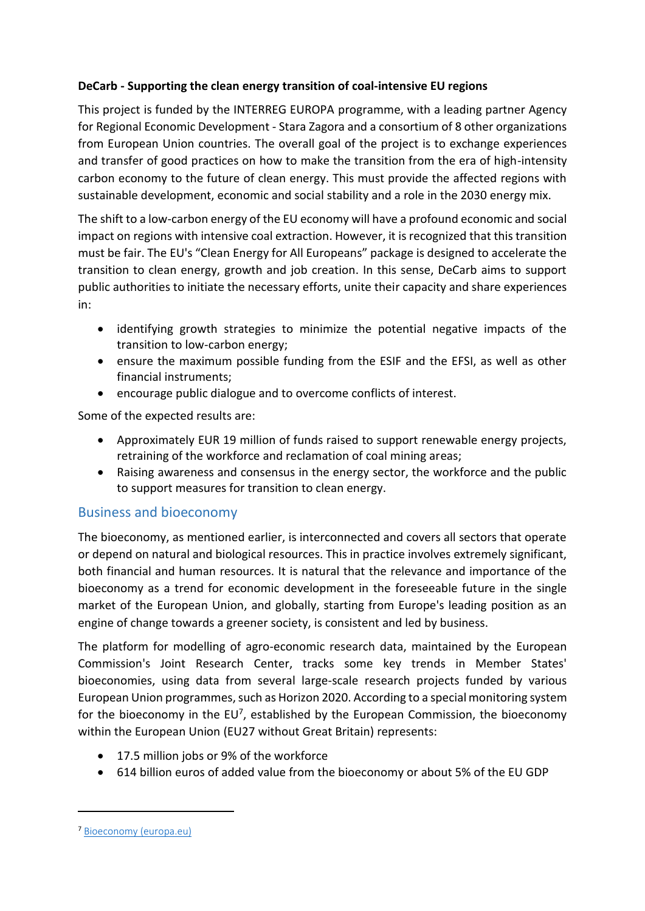**DeCarb - Supporting the clean energy transition of coal-intensive EU regions**

This project is funded by the INTERREG EUROPA programme, with a leading partner Agency for Regional Economic Development - Stara Zagora and a consortium of 8 other organizations from European Union countries. The overall goal of the project is to exchange experiences and transfer of good practices on how to make the transition from the era of high-intensity carbon economy to the future of clean energy. This must provide the affected regions with sustainable development, economic and social stability and a role in the 2030 energy mix.

The shift to a low-carbon energy of the EU economy will have a profound economic and social impact on regions with intensive coal extraction. However, it is recognized that this transition must be fair. The EU's "Clean Energy for All Europeans" package is designed to accelerate the transition to clean energy, growth and job creation. In this sense, DeCarb aims to support public authorities to initiate the necessary efforts, unite their capacity and share experiences in:

- identifying growth strategies to minimize the potential negative impacts of the transition to low-carbon energy;
- ensure the maximum possible funding from the ESIF and the EFSI, as well as other financial instruments;
- encourage public dialogue and to overcome conflicts of interest.

Some of the expected results are:

- Approximately EUR 19 million of funds raised to support renewable energy projects, retraining of the workforce and reclamation of coal mining areas;
- Raising awareness and consensus in the energy sector, the workforce and the public to support measures for transition to clean energy.

## Business and bioeconomy

The bioeconomy, as mentioned earlier, is interconnected and covers all sectors that operate or depend on natural and biological resources. This in practice involves extremely significant, both financial and human resources. It is natural that the relevance and importance of the bioeconomy as a trend for economic development in the foreseeable future in the single market of the European Union, and globally, starting from Europe's leading position as an engine of change towards a greener society, is consistent and led by business.

The platform for modelling of agro-economic research data, maintained by the European Commission's Joint Research Center, tracks some key trends in Member States' bioeconomies, using data from several large-scale research projects funded by various European Union programmes, such as Horizon 2020. According to a special monitoring system for the bioeconomy in the EU[7], established by the European Commission, the bioeconomy within the European Union (EU27 without Great Britain) represents:

- 17.5 million jobs or 9% of the workforce
- 614 billion euros of added value from the bioeconomy or about 5% of the EU GDP

[7] Bioeconomy (europa.eu)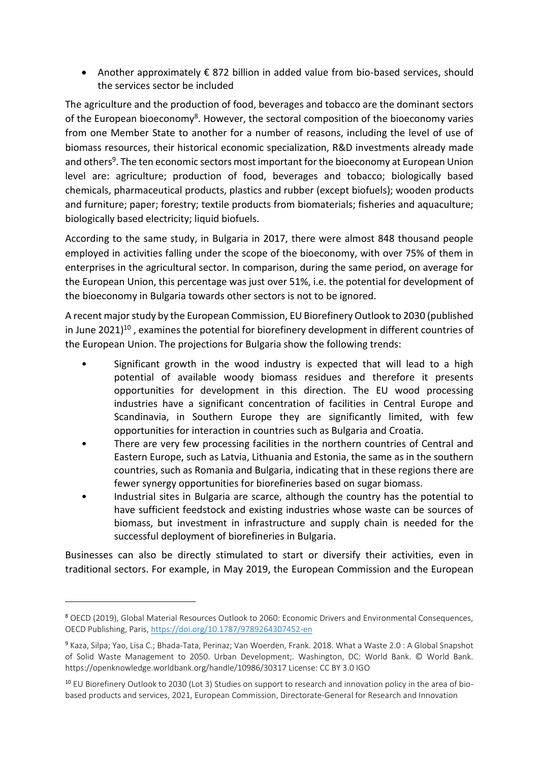- Another approximately € 872 billion in added value from bio-based services, should the services sector be included

The agriculture and the production of food, beverages and tobacco are the dominant sectors of the European bioeconomy[8]. However, the sectoral composition of the bioeconomy varies from one Member State to another for a number of reasons, including the level of use of biomass resources, their historical economic specialization, R&D investments already made and others[9]. The ten economic sectors most important for the bioeconomy at European Union level are: agriculture; production of food, beverages and tobacco; biologically based chemicals, pharmaceutical products, plastics and rubber (except biofuels); wooden products and furniture; paper; forestry; textile products from biomaterials; fisheries and aquaculture; biologically based electricity; liquid biofuels.

According to the same study, in Bulgaria in 2017, there were almost 848 thousand people employed in activities falling under the scope of the bioeconomy, with over 75% of them in enterprises in the agricultural sector. In comparison, during the same period, on average for the European Union, this percentage was just over 51%, i.e. the potential for development of the bioeconomy in Bulgaria towards other sectors is not to be ignored.

A recent major study by the European Commission, EU Biorefinery Outlook to 2030 (published in June 2021)[10], examines the potential for biorefinery development in different countries of the European Union. The projections for Bulgaria show the following trends:

- Significant growth in the wood industry is expected that will lead to a high potential of available woody biomass residues and therefore it presents opportunities for development in this direction. The EU wood processing industries have a significant concentration of facilities in Central Europe and Scandinavia, in Southern Europe they are significantly limited, with few opportunities for interaction in countries such as Bulgaria and Croatia.
- There are very few processing facilities in the northern countries of Central and Eastern Europe, such as Latvia, Lithuania and Estonia, the same as in the southern countries, such as Romania and Bulgaria, indicating that in these regions there are fewer synergy opportunities for biorefineries based on sugar biomass.
- Industrial sites in Bulgaria are scarce, although the country has the potential to have sufficient feedstock and existing industries whose waste can be sources of biomass, but investment in infrastructure and supply chain is needed for the successful deployment of biorefineries in Bulgaria.

Businesses can also be directly stimulated to start or diversify their activities, even in traditional sectors. For example, in May 2019, the European Commission and the European

---

[8] OECD (2019), Global Material Resources Outlook to 2060: Economic Drivers and Environmental Consequences, OECD Publishing, Paris, https://doi.org/10.1787/9789264307452-en

[9] Kaza, Silpa; Yao, Lisa C.; Bhada-Tata, Perinaz; Van Woerden, Frank. 2018. What a Waste 2.0 : A Global Snapshot of Solid Waste Management to 2050. Urban Development;. Washington, DC: World Bank. © World Bank. https://openknowledge.worldbank.org/handle/10986/30317 License: CC BY 3.0 IGO

[10] EU Biorefinery Outlook to 2030 (Lot 3) Studies on support to research and innovation policy in the area of bio-based products and services, 2021, European Commission, Directorate-General for Research and Innovation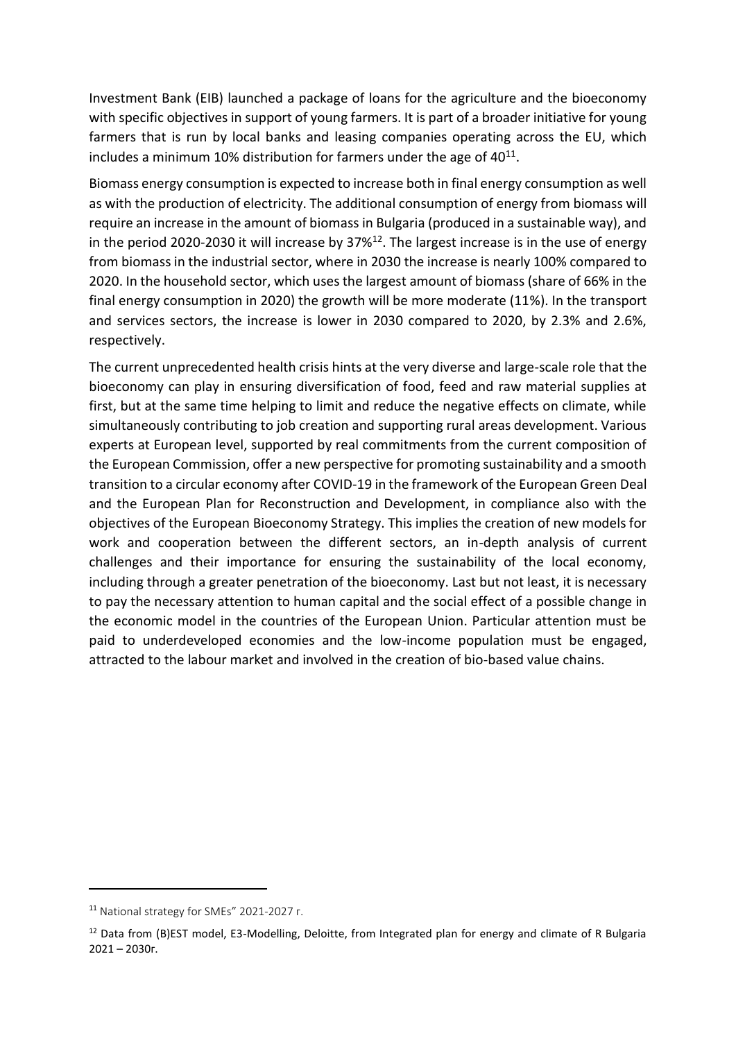Investment Bank (EIB) launched a package of loans for the agriculture and the bioeconomy with specific objectives in support of young farmers. It is part of a broader initiative for young farmers that is run by local banks and leasing companies operating across the EU, which includes a minimum 10% distribution for farmers under the age of 40[11].

Biomass energy consumption is expected to increase both in final energy consumption as well as with the production of electricity. The additional consumption of energy from biomass will require an increase in the amount of biomass in Bulgaria (produced in a sustainable way), and in the period 2020-2030 it will increase by 37%[12]. The largest increase is in the use of energy from biomass in the industrial sector, where in 2030 the increase is nearly 100% compared to 2020. In the household sector, which uses the largest amount of biomass (share of 66% in the final energy consumption in 2020) the growth will be more moderate (11%). In the transport and services sectors, the increase is lower in 2030 compared to 2020, by 2.3% and 2.6%, respectively.

The current unprecedented health crisis hints at the very diverse and large-scale role that the bioeconomy can play in ensuring diversification of food, feed and raw material supplies at first, but at the same time helping to limit and reduce the negative effects on climate, while simultaneously contributing to job creation and supporting rural areas development. Various experts at European level, supported by real commitments from the current composition of the European Commission, offer a new perspective for promoting sustainability and a smooth transition to a circular economy after COVID-19 in the framework of the European Green Deal and the European Plan for Reconstruction and Development, in compliance also with the objectives of the European Bioeconomy Strategy. This implies the creation of new models for work and cooperation between the different sectors, an in-depth analysis of current challenges and their importance for ensuring the sustainability of the local economy, including through a greater penetration of the bioeconomy. Last but not least, it is necessary to pay the necessary attention to human capital and the social effect of a possible change in the economic model in the countries of the European Union. Particular attention must be paid to underdeveloped economies and the low-income population must be engaged, attracted to the labour market and involved in the creation of bio-based value chains.

---

[11] National strategy for SMEs" 2021-2027 г.

[12] Data from (B)EST model, E3-Modelling, Deloitte, from Integrated plan for energy and climate of R Bulgaria 2021 – 2030г.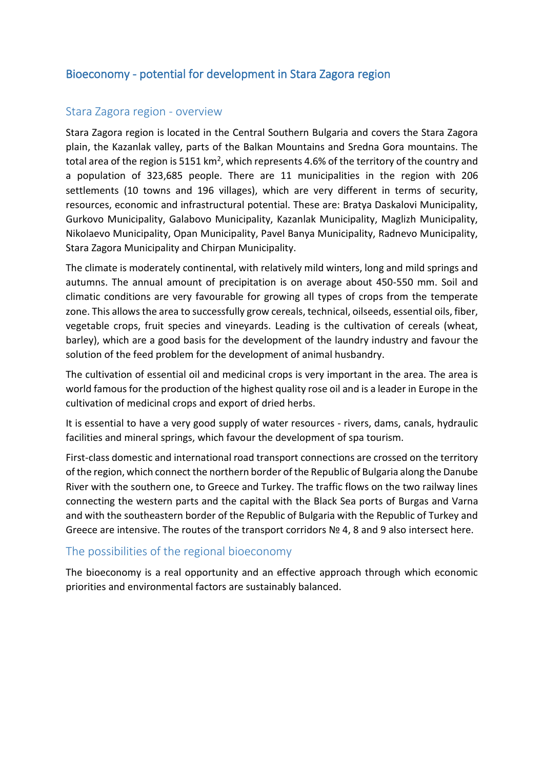# Bioeconomy - potential for development in Stara Zagora region

## Stara Zagora region - overview

Stara Zagora region is located in the Central Southern Bulgaria and covers the Stara Zagora plain, the Kazanlak valley, parts of the Balkan Mountains and Sredna Gora mountains. The total area of the region is 5151 km$^2$, which represents 4.6% of the territory of the country and a population of 323,685 people. There are 11 municipalities in the region with 206 settlements (10 towns and 196 villages), which are very different in terms of security, resources, economic and infrastructural potential. These are: Bratya Daskalovi Municipality, Gurkovo Municipality, Galabovo Municipality, Kazanlak Municipality, Maglizh Municipality, Nikolaevo Municipality, Opan Municipality, Pavel Banya Municipality, Radnevo Municipality, Stara Zagora Municipality and Chirpan Municipality.

The climate is moderately continental, with relatively mild winters, long and mild springs and autumns. The annual amount of precipitation is on average about 450-550 mm. Soil and climatic conditions are very favourable for growing all types of crops from the temperate zone. This allows the area to successfully grow cereals, technical, oilseeds, essential oils, fiber, vegetable crops, fruit species and vineyards. Leading is the cultivation of cereals (wheat, barley), which are a good basis for the development of the laundry industry and favour the solution of the feed problem for the development of animal husbandry.

The cultivation of essential oil and medicinal crops is very important in the area. The area is world famous for the production of the highest quality rose oil and is a leader in Europe in the cultivation of medicinal crops and export of dried herbs.

It is essential to have a very good supply of water resources - rivers, dams, canals, hydraulic facilities and mineral springs, which favour the development of spa tourism.

First-class domestic and international road transport connections are crossed on the territory of the region, which connect the northern border of the Republic of Bulgaria along the Danube River with the southern one, to Greece and Turkey. The traffic flows on the two railway lines connecting the western parts and the capital with the Black Sea ports of Burgas and Varna and with the southeastern border of the Republic of Bulgaria with the Republic of Turkey and Greece are intensive. The routes of the transport corridors № 4, 8 and 9 also intersect here.

## The possibilities of the regional bioeconomy

The bioeconomy is a real opportunity and an effective approach through which economic priorities and environmental factors are sustainably balanced.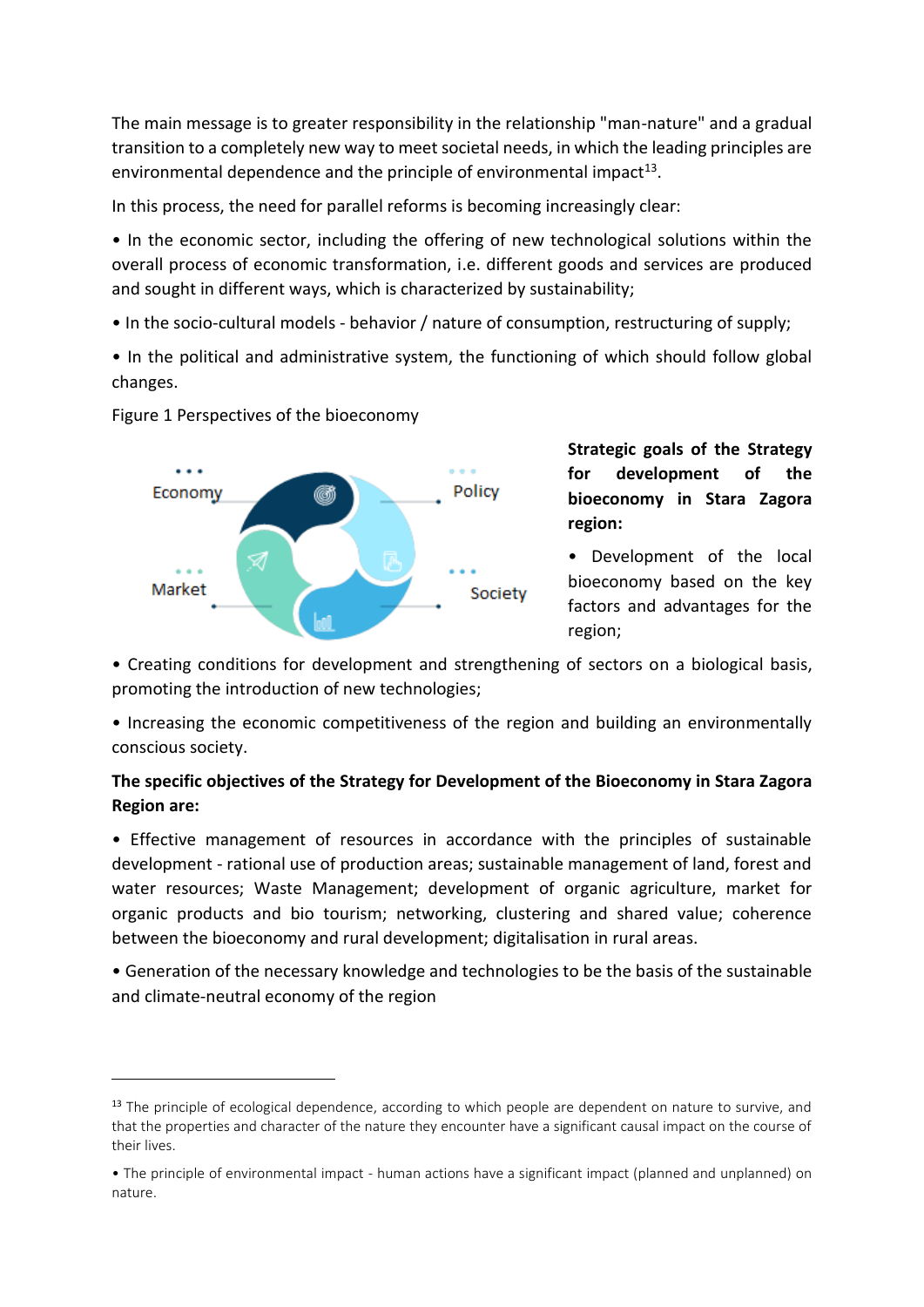The main message is to greater responsibility in the relationship "man-nature" and a gradual transition to a completely new way to meet societal needs, in which the leading principles are environmental dependence and the principle of environmental impact[13].

In this process, the need for parallel reforms is becoming increasingly clear:

• In the economic sector, including the offering of new technological solutions within the overall process of economic transformation, i.e. different goods and services are produced and sought in different ways, which is characterized by sustainability;

• In the socio-cultural models - behavior / nature of consumption, restructuring of supply;

• In the political and administrative system, the functioning of which should follow global changes.

Figure 1 Perspectives of the bioeconomy

Economy

Policy

Market

Society

**Strategic goals of the Strategy for development of the bioeconomy in Stara Zagora region:**

• Development of the local bioeconomy based on the key factors and advantages for the region;

• Creating conditions for development and strengthening of sectors on a biological basis, promoting the introduction of new technologies;

• Increasing the economic competitiveness of the region and building an environmentally conscious society.

**The specific objectives of the Strategy for Development of the Bioeconomy in Stara Zagora Region are:**

• Effective management of resources in accordance with the principles of sustainable development - rational use of production areas; sustainable management of land, forest and water resources; Waste Management; development of organic agriculture, market for organic products and bio tourism; networking, clustering and shared value; coherence between the bioeconomy and rural development; digitalisation in rural areas.

• Generation of the necessary knowledge and technologies to be the basis of the sustainable and climate-neutral economy of the region

---

[13] The principle of ecological dependence, according to which people are dependent on nature to survive, and that the properties and character of the nature they encounter have a significant causal impact on the course of their lives.

• The principle of environmental impact - human actions have a significant impact (planned and unplanned) on nature.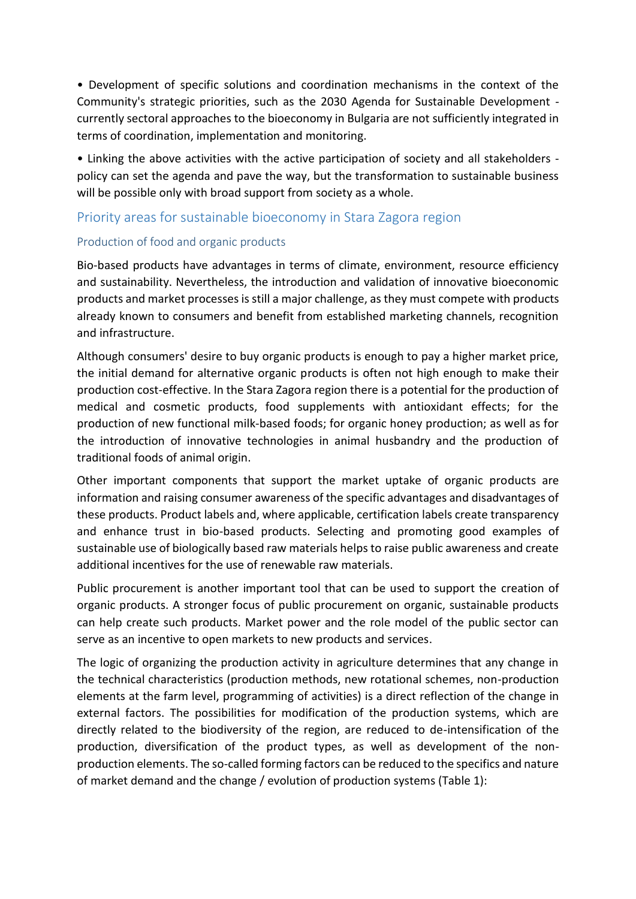- Development of specific solutions and coordination mechanisms in the context of the Community's strategic priorities, such as the 2030 Agenda for Sustainable Development - currently sectoral approaches to the bioeconomy in Bulgaria are not sufficiently integrated in terms of coordination, implementation and monitoring.
- Linking the above activities with the active participation of society and all stakeholders - policy can set the agenda and pave the way, but the transformation to sustainable business will be possible only with broad support from society as a whole.

## Priority areas for sustainable bioeconomy in Stara Zagora region

### Production of food and organic products

Bio-based products have advantages in terms of climate, environment, resource efficiency and sustainability. Nevertheless, the introduction and validation of innovative bioeconomic products and market processes is still a major challenge, as they must compete with products already known to consumers and benefit from established marketing channels, recognition and infrastructure.

Although consumers' desire to buy organic products is enough to pay a higher market price, the initial demand for alternative organic products is often not high enough to make their production cost-effective. In the Stara Zagora region there is a potential for the production of medical and cosmetic products, food supplements with antioxidant effects; for the production of new functional milk-based foods; for organic honey production; as well as for the introduction of innovative technologies in animal husbandry and the production of traditional foods of animal origin.

Other important components that support the market uptake of organic products are information and raising consumer awareness of the specific advantages and disadvantages of these products. Product labels and, where applicable, certification labels create transparency and enhance trust in bio-based products. Selecting and promoting good examples of sustainable use of biologically based raw materials helps to raise public awareness and create additional incentives for the use of renewable raw materials.

Public procurement is another important tool that can be used to support the creation of organic products. A stronger focus of public procurement on organic, sustainable products can help create such products. Market power and the role model of the public sector can serve as an incentive to open markets to new products and services.

The logic of organizing the production activity in agriculture determines that any change in the technical characteristics (production methods, new rotational schemes, non-production elements at the farm level, programming of activities) is a direct reflection of the change in external factors. The possibilities for modification of the production systems, which are directly related to the biodiversity of the region, are reduced to de-intensification of the production, diversification of the product types, as well as development of the non-production elements. The so-called forming factors can be reduced to the specifics and nature of market demand and the change / evolution of production systems (Table 1):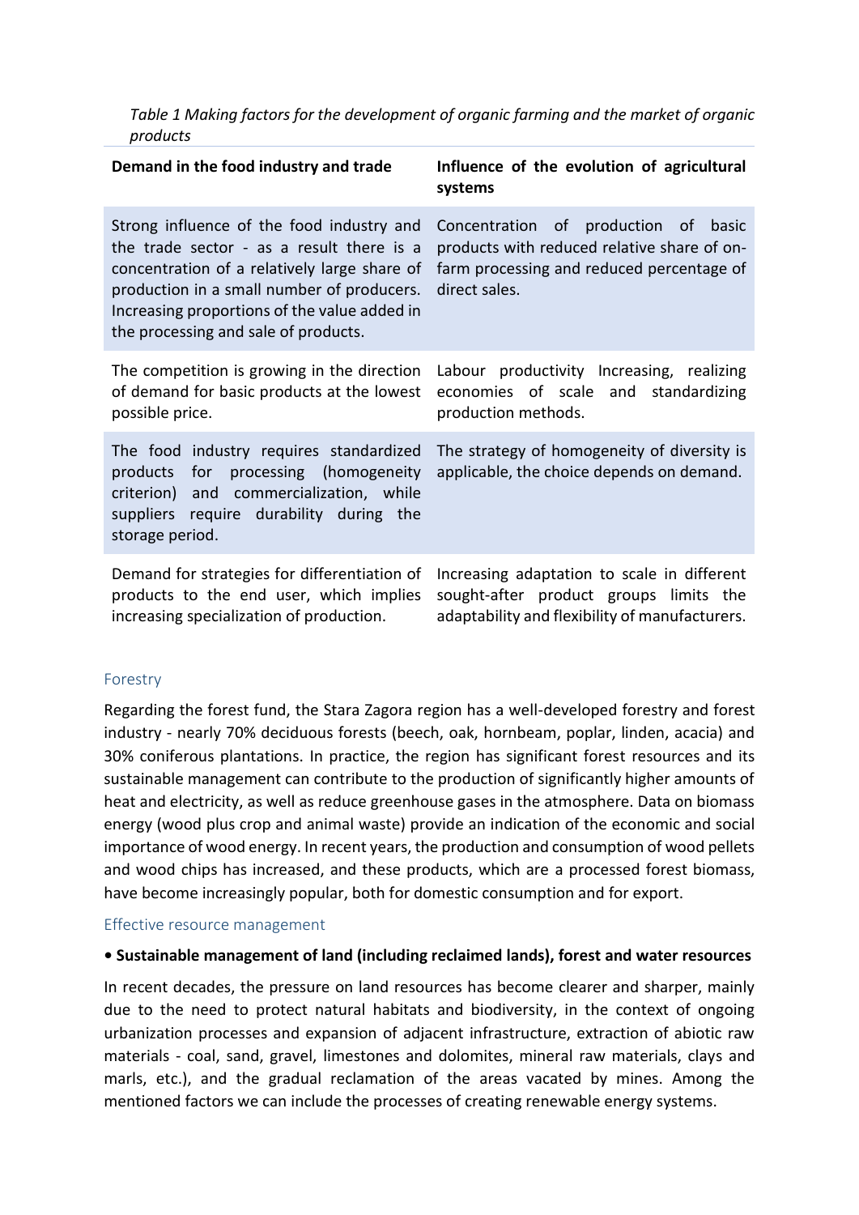*Table 1 Making factors for the development of organic farming and the market of organic products*

| Demand in the food industry and trade | Influence of the evolution of agricultural systems |
|---|---|
| Strong influence of the food industry and the trade sector - as a result there is a concentration of a relatively large share of production in a small number of producers. Increasing proportions of the value added in the processing and sale of products. | Concentration of production of basic products with reduced relative share of on-farm processing and reduced percentage of direct sales. |
| The competition is growing in the direction of demand for basic products at the lowest possible price. | Labour productivity Increasing, realizing economies of scale and standardizing production methods. |
| The food industry requires standardized products for processing (homogeneity criterion) and commercialization, while suppliers require durability during the storage period. | The strategy of homogeneity of diversity is applicable, the choice depends on demand. |
| Demand for strategies for differentiation of products to the end user, which implies increasing specialization of production. | Increasing adaptation to scale in different sought-after product groups limits the adaptability and flexibility of manufacturers. |

## Forestry

Regarding the forest fund, the Stara Zagora region has a well-developed forestry and forest industry - nearly 70% deciduous forests (beech, oak, hornbeam, poplar, linden, acacia) and 30% coniferous plantations. In practice, the region has significant forest resources and its sustainable management can contribute to the production of significantly higher amounts of heat and electricity, as well as reduce greenhouse gases in the atmosphere. Data on biomass energy (wood plus crop and animal waste) provide an indication of the economic and social importance of wood energy. In recent years, the production and consumption of wood pellets and wood chips has increased, and these products, which are a processed forest biomass, have become increasingly popular, both for domestic consumption and for export.

## Effective resource management

- **Sustainable management of land (including reclaimed lands), forest and water resources**

In recent decades, the pressure on land resources has become clearer and sharper, mainly due to the need to protect natural habitats and biodiversity, in the context of ongoing urbanization processes and expansion of adjacent infrastructure, extraction of abiotic raw materials - coal, sand, gravel, limestones and dolomites, mineral raw materials, clays and marls, etc.), and the gradual reclamation of the areas vacated by mines. Among the mentioned factors we can include the processes of creating renewable energy systems.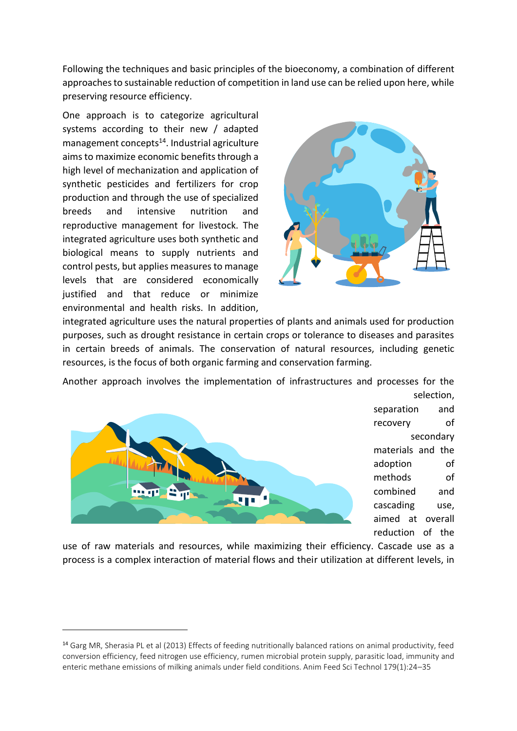Following the techniques and basic principles of the bioeconomy, a combination of different approaches to sustainable reduction of competition in land use can be relied upon here, while preserving resource efficiency.

One approach is to categorize agricultural systems according to their new / adapted management concepts[14]. Industrial agriculture aims to maximize economic benefits through a high level of mechanization and application of synthetic pesticides and fertilizers for crop production and through the use of specialized breeds and intensive nutrition and reproductive management for livestock. The integrated agriculture uses both synthetic and biological means to supply nutrients and control pests, but applies measures to manage levels that are considered economically justified and that reduce or minimize environmental and health risks. In addition, integrated agriculture uses the natural properties of plants and animals used for production purposes, such as drought resistance in certain crops or tolerance to diseases and parasites in certain breeds of animals. The conservation of natural resources, including genetic resources, is the focus of both organic farming and conservation farming.

Another approach involves the implementation of infrastructures and processes for the selection, separation and recovery of secondary materials and the adoption of methods of combined and cascading use, aimed at overall reduction of the use of raw materials and resources, while maximizing their efficiency. Cascade use as a process is a complex interaction of material flows and their utilization at different levels, in

[14] Garg MR, Sherasia PL et al (2013) Effects of feeding nutritionally balanced rations on animal productivity, feed conversion efficiency, feed nitrogen use efficiency, rumen microbial protein supply, parasitic load, immunity and enteric methane emissions of milking animals under field conditions. Anim Feed Sci Technol 179(1):24–35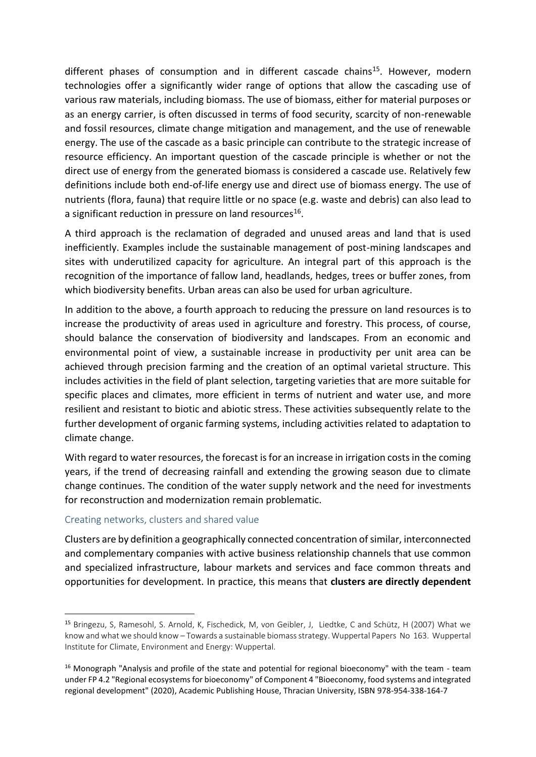different phases of consumption and in different cascade chains[15]. However, modern technologies offer a significantly wider range of options that allow the cascading use of various raw materials, including biomass. The use of biomass, either for material purposes or as an energy carrier, is often discussed in terms of food security, scarcity of non-renewable and fossil resources, climate change mitigation and management, and the use of renewable energy. The use of the cascade as a basic principle can contribute to the strategic increase of resource efficiency. An important question of the cascade principle is whether or not the direct use of energy from the generated biomass is considered a cascade use. Relatively few definitions include both end-of-life energy use and direct use of biomass energy. The use of nutrients (flora, fauna) that require little or no space (e.g. waste and debris) can also lead to a significant reduction in pressure on land resources[16].

A third approach is the reclamation of degraded and unused areas and land that is used inefficiently. Examples include the sustainable management of post-mining landscapes and sites with underutilized capacity for agriculture. An integral part of this approach is the recognition of the importance of fallow land, headlands, hedges, trees or buffer zones, from which biodiversity benefits. Urban areas can also be used for urban agriculture.

In addition to the above, a fourth approach to reducing the pressure on land resources is to increase the productivity of areas used in agriculture and forestry. This process, of course, should balance the conservation of biodiversity and landscapes. From an economic and environmental point of view, a sustainable increase in productivity per unit area can be achieved through precision farming and the creation of an optimal varietal structure. This includes activities in the field of plant selection, targeting varieties that are more suitable for specific places and climates, more efficient in terms of nutrient and water use, and more resilient and resistant to biotic and abiotic stress. These activities subsequently relate to the further development of organic farming systems, including activities related to adaptation to climate change.

With regard to water resources, the forecast is for an increase in irrigation costs in the coming years, if the trend of decreasing rainfall and extending the growing season due to climate change continues. The condition of the water supply network and the need for investments for reconstruction and modernization remain problematic.

### Creating networks, clusters and shared value

Clusters are by definition a geographically connected concentration of similar, interconnected and complementary companies with active business relationship channels that use common and specialized infrastructure, labour markets and services and face common threats and opportunities for development. In practice, this means that **clusters are directly dependent**

---

[15] Bringezu, S, Ramesohl, S. Arnold, K, Fischedick, M, von Geibler, J, Liedtke, C and Schütz, H (2007) What we know and what we should know – Towards a sustainable biomass strategy. Wuppertal Papers No 163. Wuppertal Institute for Climate, Environment and Energy: Wuppertal.

[16] Monograph "Analysis and profile of the state and potential for regional bioeconomy" with the team - team under FP 4.2 "Regional ecosystems for bioeconomy" of Component 4 "Bioeconomy, food systems and integrated regional development" (2020), Academic Publishing House, Thracian University, ISBN 978-954-338-164-7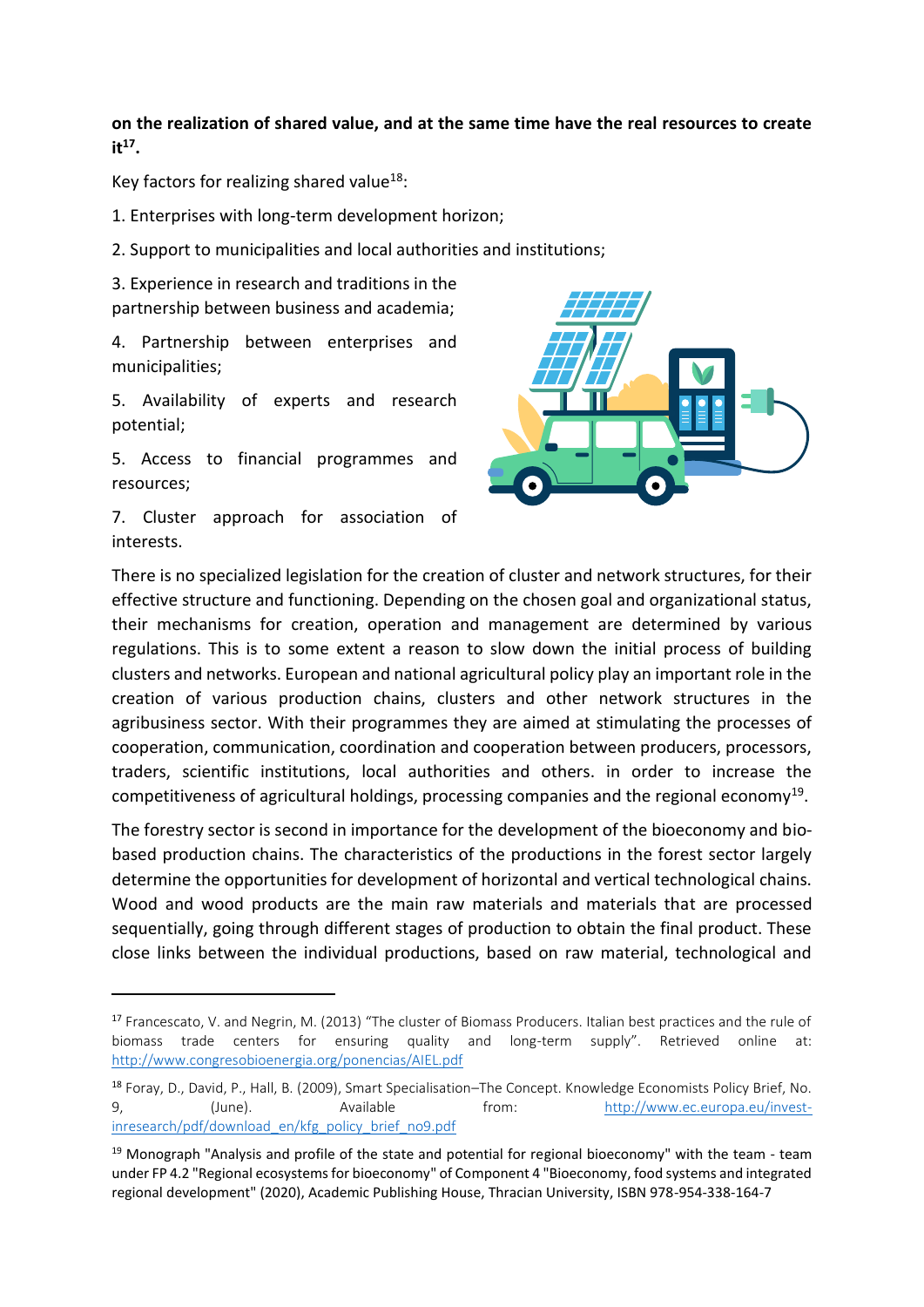**on the realization of shared value, and at the same time have the real resources to create it[17].**

Key factors for realizing shared value[18]:

1. Enterprises with long-term development horizon;

2. Support to municipalities and local authorities and institutions;

3. Experience in research and traditions in the partnership between business and academia;

4. Partnership between enterprises and municipalities;

5. Availability of experts and research potential;

5. Access to financial programmes and resources;

7. Cluster approach for association of interests.

There is no specialized legislation for the creation of cluster and network structures, for their effective structure and functioning. Depending on the chosen goal and organizational status, their mechanisms for creation, operation and management are determined by various regulations. This is to some extent a reason to slow down the initial process of building clusters and networks. European and national agricultural policy play an important role in the creation of various production chains, clusters and other network structures in the agribusiness sector. With their programmes they are aimed at stimulating the processes of cooperation, communication, coordination and cooperation between producers, processors, traders, scientific institutions, local authorities and others. in order to increase the competitiveness of agricultural holdings, processing companies and the regional economy[19].

The forestry sector is second in importance for the development of the bioeconomy and bio-based production chains. The characteristics of the productions in the forest sector largely determine the opportunities for development of horizontal and vertical technological chains. Wood and wood products are the main raw materials and materials that are processed sequentially, going through different stages of production to obtain the final product. These close links between the individual productions, based on raw material, technological and

---

[17] Francescato, V. and Negrin, M. (2013) "The cluster of Biomass Producers. Italian best practices and the rule of biomass trade centers for ensuring quality and long-term supply". Retrieved online at: http://www.congresobioenergia.org/ponencias/AIEL.pdf

[18] Foray, D., David, P., Hall, B. (2009), Smart Specialisation–The Concept. Knowledge Economists Policy Brief, No. 9, (June). Available from: http://www.ec.europa.eu/invest-inresearch/pdf/download_en/kfg_policy_brief_no9.pdf

[19] Monograph "Analysis and profile of the state and potential for regional bioeconomy" with the team - team under FP 4.2 "Regional ecosystems for bioeconomy" of Component 4 "Bioeconomy, food systems and integrated regional development" (2020), Academic Publishing House, Thracian University, ISBN 978-954-338-164-7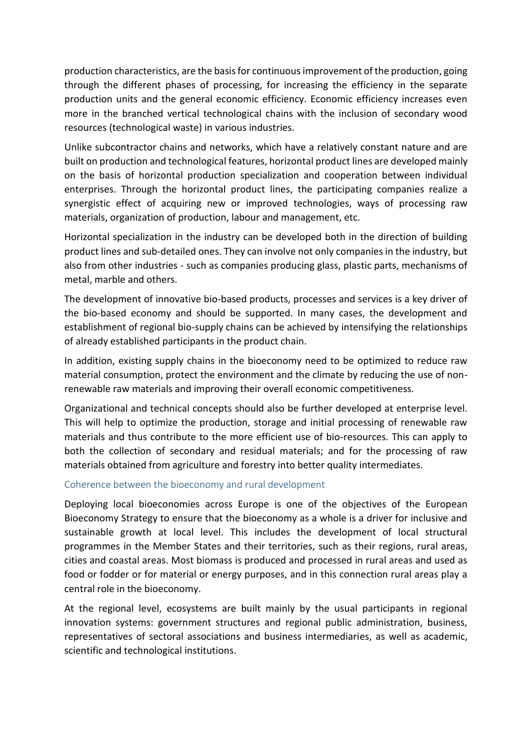production characteristics, are the basis for continuous improvement of the production, going through the different phases of processing, for increasing the efficiency in the separate production units and the general economic efficiency. Economic efficiency increases even more in the branched vertical technological chains with the inclusion of secondary wood resources (technological waste) in various industries.

Unlike subcontractor chains and networks, which have a relatively constant nature and are built on production and technological features, horizontal product lines are developed mainly on the basis of horizontal production specialization and cooperation between individual enterprises. Through the horizontal product lines, the participating companies realize a synergistic effect of acquiring new or improved technologies, ways of processing raw materials, organization of production, labour and management, etc.

Horizontal specialization in the industry can be developed both in the direction of building product lines and sub-detailed ones. They can involve not only companies in the industry, but also from other industries - such as companies producing glass, plastic parts, mechanisms of metal, marble and others.

The development of innovative bio-based products, processes and services is a key driver of the bio-based economy and should be supported. In many cases, the development and establishment of regional bio-supply chains can be achieved by intensifying the relationships of already established participants in the product chain.

In addition, existing supply chains in the bioeconomy need to be optimized to reduce raw material consumption, protect the environment and the climate by reducing the use of non-renewable raw materials and improving their overall economic competitiveness.

Organizational and technical concepts should also be further developed at enterprise level. This will help to optimize the production, storage and initial processing of renewable raw materials and thus contribute to the more efficient use of bio-resources. This can apply to both the collection of secondary and residual materials; and for the processing of raw materials obtained from agriculture and forestry into better quality intermediates.

### Coherence between the bioeconomy and rural development

Deploying local bioeconomies across Europe is one of the objectives of the European Bioeconomy Strategy to ensure that the bioeconomy as a whole is a driver for inclusive and sustainable growth at local level. This includes the development of local structural programmes in the Member States and their territories, such as their regions, rural areas, cities and coastal areas. Most biomass is produced and processed in rural areas and used as food or fodder or for material or energy purposes, and in this connection rural areas play a central role in the bioeconomy.

At the regional level, ecosystems are built mainly by the usual participants in regional innovation systems: government structures and regional public administration, business, representatives of sectoral associations and business intermediaries, as well as academic, scientific and technological institutions.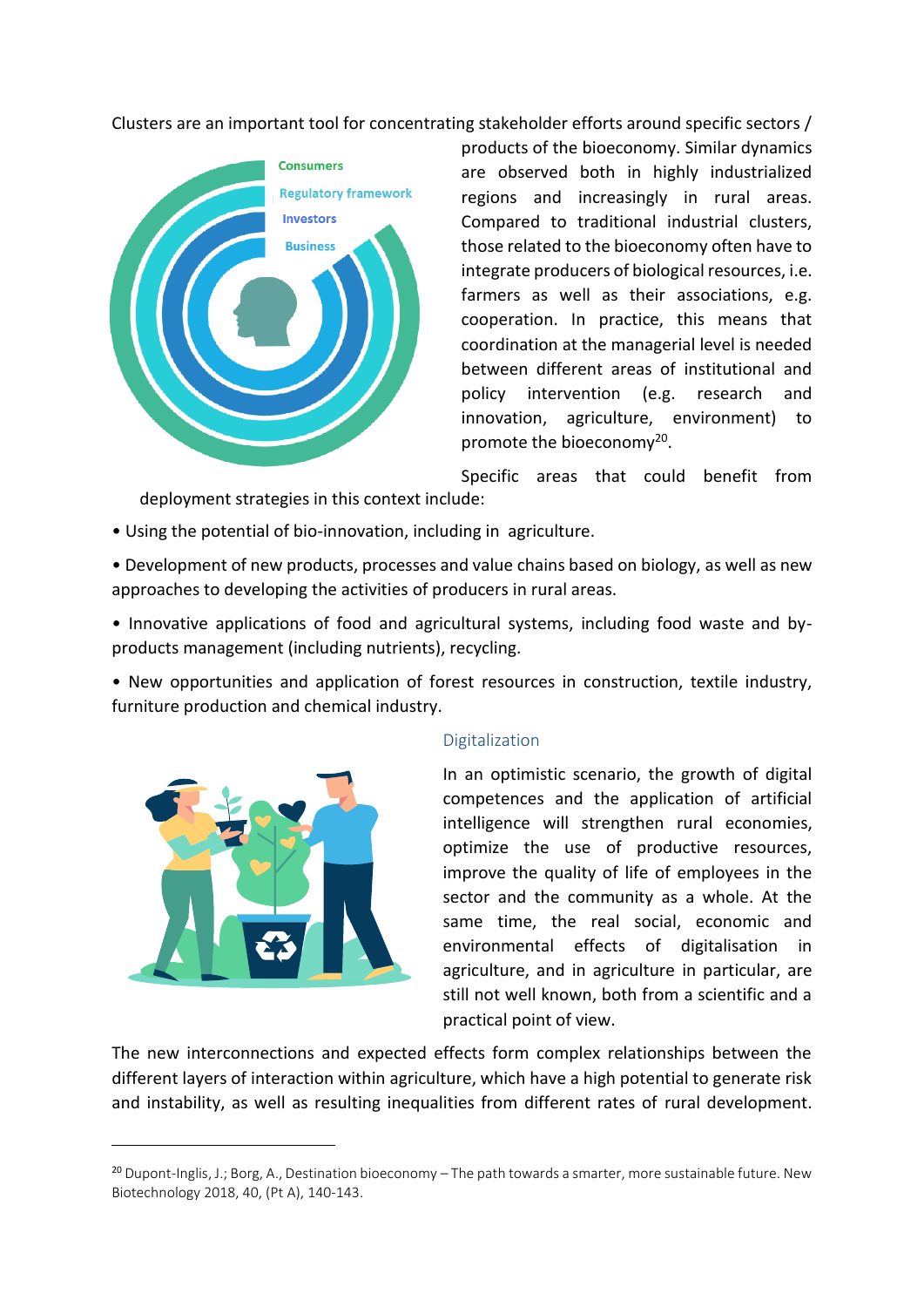Clusters are an important tool for concentrating stakeholder efforts around specific sectors / products of the bioeconomy. Similar dynamics are observed both in highly industrialized regions and increasingly in rural areas. Compared to traditional industrial clusters, those related to the bioeconomy often have to integrate producers of biological resources, i.e. farmers as well as their associations, e.g. cooperation. In practice, this means that coordination at the managerial level is needed between different areas of institutional and policy intervention (e.g. research and innovation, agriculture, environment) to promote the bioeconomy[20].

Specific areas that could benefit from deployment strategies in this context include:

- Using the potential of bio-innovation, including in agriculture.
- Development of new products, processes and value chains based on biology, as well as new approaches to developing the activities of producers in rural areas.
- Innovative applications of food and agricultural systems, including food waste and by-products management (including nutrients), recycling.
- New opportunities and application of forest resources in construction, textile industry, furniture production and chemical industry.

### Digitalization

In an optimistic scenario, the growth of digital competences and the application of artificial intelligence will strengthen rural economies, optimize the use of productive resources, improve the quality of life of employees in the sector and the community as a whole. At the same time, the real social, economic and environmental effects of digitalisation in agriculture, and in agriculture in particular, are still not well known, both from a scientific and a practical point of view.

The new interconnections and expected effects form complex relationships between the different layers of interaction within agriculture, which have a high potential to generate risk and instability, as well as resulting inequalities from different rates of rural development.

[20] Dupont-Inglis, J.; Borg, A., Destination bioeconomy – The path towards a smarter, more sustainable future. New Biotechnology 2018, 40, (Pt A), 140-143.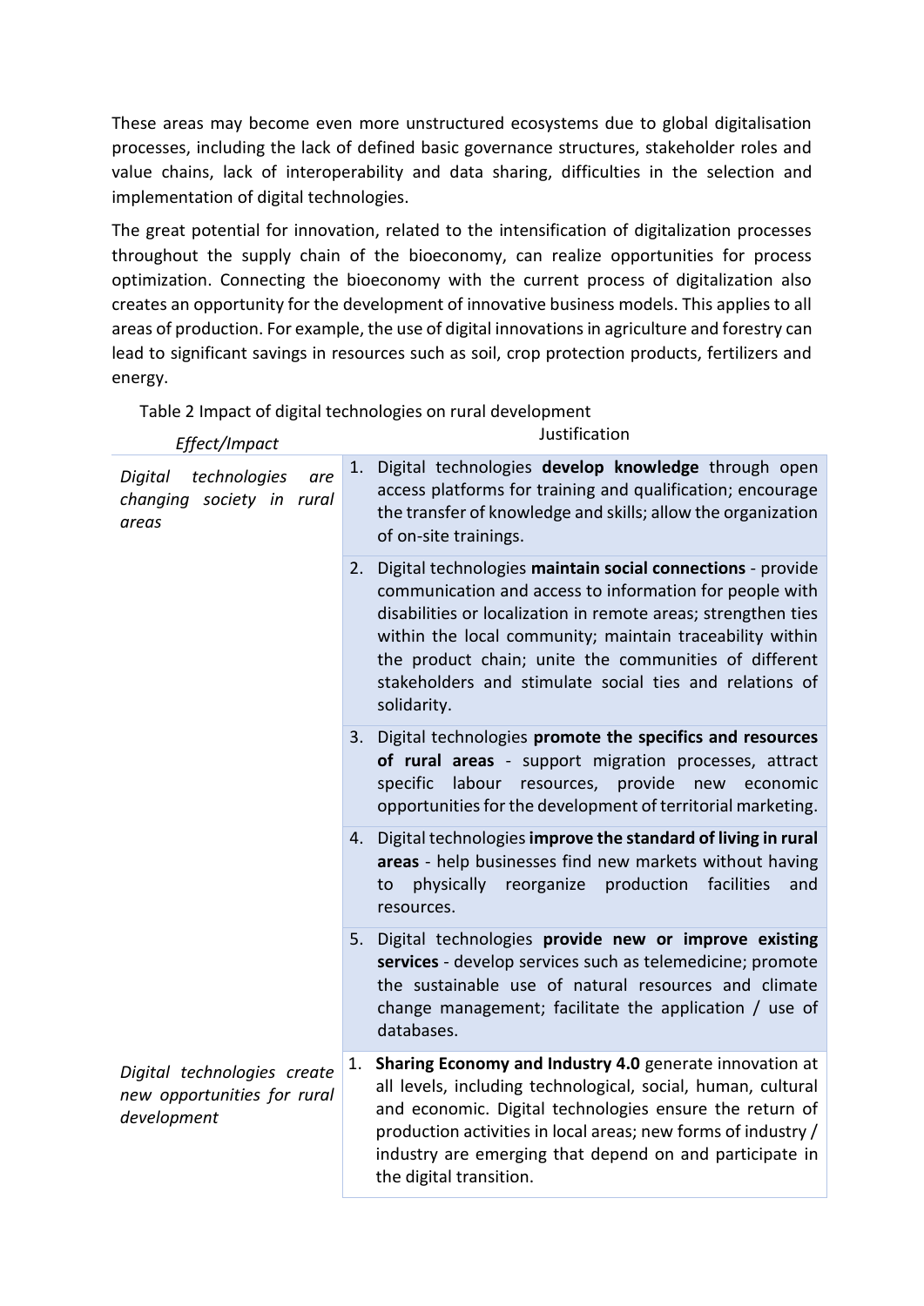These areas may become even more unstructured ecosystems due to global digitalisation processes, including the lack of defined basic governance structures, stakeholder roles and value chains, lack of interoperability and data sharing, difficulties in the selection and implementation of digital technologies.

The great potential for innovation, related to the intensification of digitalization processes throughout the supply chain of the bioeconomy, can realize opportunities for process optimization. Connecting the bioeconomy with the current process of digitalization also creates an opportunity for the development of innovative business models. This applies to all areas of production. For example, the use of digital innovations in agriculture and forestry can lead to significant savings in resources such as soil, crop protection products, fertilizers and energy.

Table 2 Impact of digital technologies on rural development

| *Effect/Impact* | Justification |
|---|---|
| *Digital technologies are changing society in rural areas* | 1. Digital technologies **develop knowledge** through open access platforms for training and qualification; encourage the transfer of knowledge and skills; allow the organization of on-site trainings. |
| | 2. Digital technologies **maintain social connections** - provide communication and access to information for people with disabilities or localization in remote areas; strengthen ties within the local community; maintain traceability within the product chain; unite the communities of different stakeholders and stimulate social ties and relations of solidarity. |
| | 3. Digital technologies **promote the specifics and resources of rural areas** - support migration processes, attract specific labour resources, provide new economic opportunities for the development of territorial marketing. |
| | 4. Digital technologies **improve the standard of living in rural areas** - help businesses find new markets without having to physically reorganize production facilities and resources. |
| | 5. Digital technologies **provide new or improve existing services** - develop services such as telemedicine; promote the sustainable use of natural resources and climate change management; facilitate the application / use of databases. |
| *Digital technologies create new opportunities for rural development* | 1. **Sharing Economy and Industry 4.0** generate innovation at all levels, including technological, social, human, cultural and economic. Digital technologies ensure the return of production activities in local areas; new forms of industry / industry are emerging that depend on and participate in the digital transition. |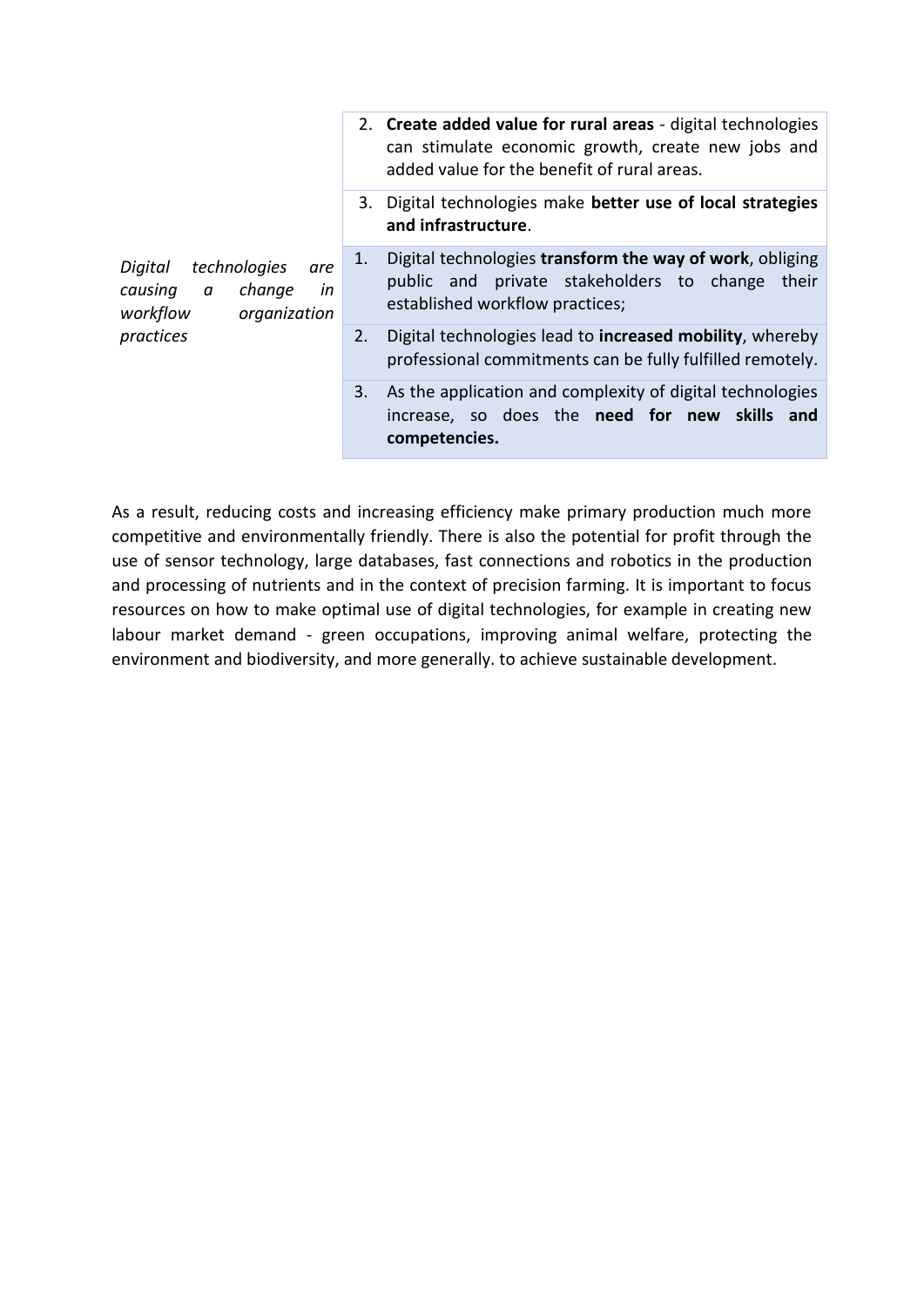| | |
|---|---|
| | 2. **Create added value for rural areas** - digital technologies can stimulate economic growth, create new jobs and added value for the benefit of rural areas. |
| | 3. Digital technologies make **better use of local strategies and infrastructure**. |
| *Digital technologies are causing a change in workflow organization practices* | 1. Digital technologies **transform the way of work**, obliging public and private stakeholders to change their established workflow practices; |
| | 2. Digital technologies lead to **increased mobility**, whereby professional commitments can be fully fulfilled remotely. |
| | 3. As the application and complexity of digital technologies increase, so does the **need for new skills and competencies.** |

As a result, reducing costs and increasing efficiency make primary production much more competitive and environmentally friendly. There is also the potential for profit through the use of sensor technology, large databases, fast connections and robotics in the production and processing of nutrients and in the context of precision farming. It is important to focus resources on how to make optimal use of digital technologies, for example in creating new labour market demand - green occupations, improving animal welfare, protecting the environment and biodiversity, and more generally. to achieve sustainable development.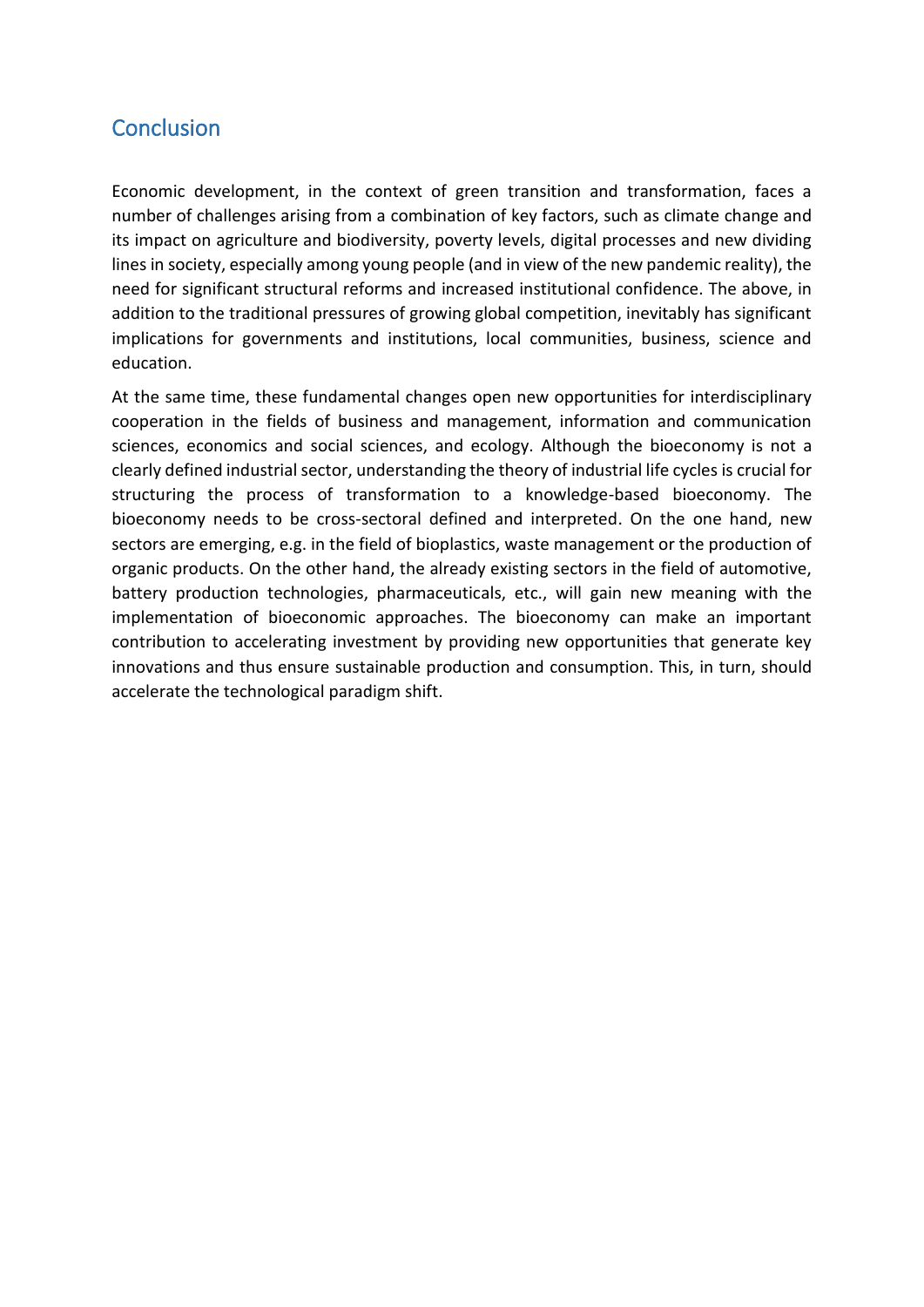## Conclusion

Economic development, in the context of green transition and transformation, faces a number of challenges arising from a combination of key factors, such as climate change and its impact on agriculture and biodiversity, poverty levels, digital processes and new dividing lines in society, especially among young people (and in view of the new pandemic reality), the need for significant structural reforms and increased institutional confidence. The above, in addition to the traditional pressures of growing global competition, inevitably has significant implications for governments and institutions, local communities, business, science and education.

At the same time, these fundamental changes open new opportunities for interdisciplinary cooperation in the fields of business and management, information and communication sciences, economics and social sciences, and ecology. Although the bioeconomy is not a clearly defined industrial sector, understanding the theory of industrial life cycles is crucial for structuring the process of transformation to a knowledge-based bioeconomy. The bioeconomy needs to be cross-sectoral defined and interpreted. On the one hand, new sectors are emerging, e.g. in the field of bioplastics, waste management or the production of organic products. On the other hand, the already existing sectors in the field of automotive, battery production technologies, pharmaceuticals, etc., will gain new meaning with the implementation of bioeconomic approaches. The bioeconomy can make an important contribution to accelerating investment by providing new opportunities that generate key innovations and thus ensure sustainable production and consumption. This, in turn, should accelerate the technological paradigm shift.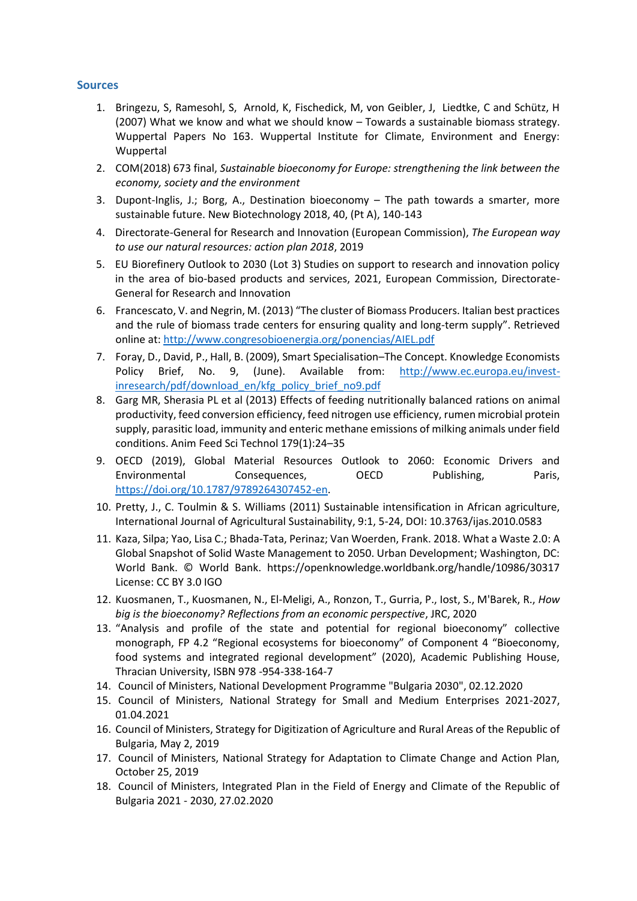## Sources

1. Bringezu, S, Ramesohl, S, Arnold, K, Fischedick, M, von Geibler, J, Liedtke, C and Schütz, H (2007) What we know and what we should know – Towards a sustainable biomass strategy. Wuppertal Papers No 163. Wuppertal Institute for Climate, Environment and Energy: Wuppertal
2. COM(2018) 673 final, *Sustainable bioeconomy for Europe: strengthening the link between the economy, society and the environment*
3. Dupont-Inglis, J.; Borg, A., Destination bioeconomy – The path towards a smarter, more sustainable future. New Biotechnology 2018, 40, (Pt A), 140-143
4. Directorate-General for Research and Innovation (European Commission), *The European way to use our natural resources: action plan 2018*, 2019
5. EU Biorefinery Outlook to 2030 (Lot 3) Studies on support to research and innovation policy in the area of bio-based products and services, 2021, European Commission, Directorate-General for Research and Innovation
6. Francescato, V. and Negrin, M. (2013) "The cluster of Biomass Producers. Italian best practices and the rule of biomass trade centers for ensuring quality and long-term supply". Retrieved online at: [http://www.congresobioenergia.org/ponencias/AIEL.pdf](http://www.congresobioenergia.org/ponencias/AIEL.pdf)
7. Foray, D., David, P., Hall, B. (2009), Smart Specialisation–The Concept. Knowledge Economists Policy Brief, No. 9, (June). Available from: [http://www.ec.europa.eu/invest-inresearch/pdf/download_en/kfg_policy_brief_no9.pdf](http://www.ec.europa.eu/invest-inresearch/pdf/download_en/kfg_policy_brief_no9.pdf)
8. Garg MR, Sherasia PL et al (2013) Effects of feeding nutritionally balanced rations on animal productivity, feed conversion efficiency, feed nitrogen use efficiency, rumen microbial protein supply, parasitic load, immunity and enteric methane emissions of milking animals under field conditions. Anim Feed Sci Technol 179(1):24–35
9. OECD (2019), Global Material Resources Outlook to 2060: Economic Drivers and Environmental Consequences, OECD Publishing, Paris, [https://doi.org/10.1787/9789264307452-en](https://doi.org/10.1787/9789264307452-en).
10. Pretty, J., C. Toulmin & S. Williams (2011) Sustainable intensification in African agriculture, International Journal of Agricultural Sustainability, 9:1, 5-24, DOI: 10.3763/ijas.2010.0583
11. Kaza, Silpa; Yao, Lisa C.; Bhada-Tata, Perinaz; Van Woerden, Frank. 2018. What a Waste 2.0: A Global Snapshot of Solid Waste Management to 2050. Urban Development; Washington, DC: World Bank. © World Bank. https://openknowledge.worldbank.org/handle/10986/30317 License: CC BY 3.0 IGO
12. Kuosmanen, T., Kuosmanen, N., El-Meligi, A., Ronzon, T., Gurria, P., Iost, S., M'Barek, R., *How big is the bioeconomy? Reflections from an economic perspective*, JRC, 2020
13. "Analysis and profile of the state and potential for regional bioeconomy" collective monograph, FP 4.2 "Regional ecosystems for bioeconomy" of Component 4 "Bioeconomy, food systems and integrated regional development" (2020), Academic Publishing House, Thracian University, ISBN 978 -954-338-164-7
14. Council of Ministers, National Development Programme "Bulgaria 2030", 02.12.2020
15. Council of Ministers, National Strategy for Small and Medium Enterprises 2021-2027, 01.04.2021
16. Council of Ministers, Strategy for Digitization of Agriculture and Rural Areas of the Republic of Bulgaria, May 2, 2019
17. Council of Ministers, National Strategy for Adaptation to Climate Change and Action Plan, October 25, 2019
18. Council of Ministers, Integrated Plan in the Field of Energy and Climate of the Republic of Bulgaria 2021 - 2030, 27.02.2020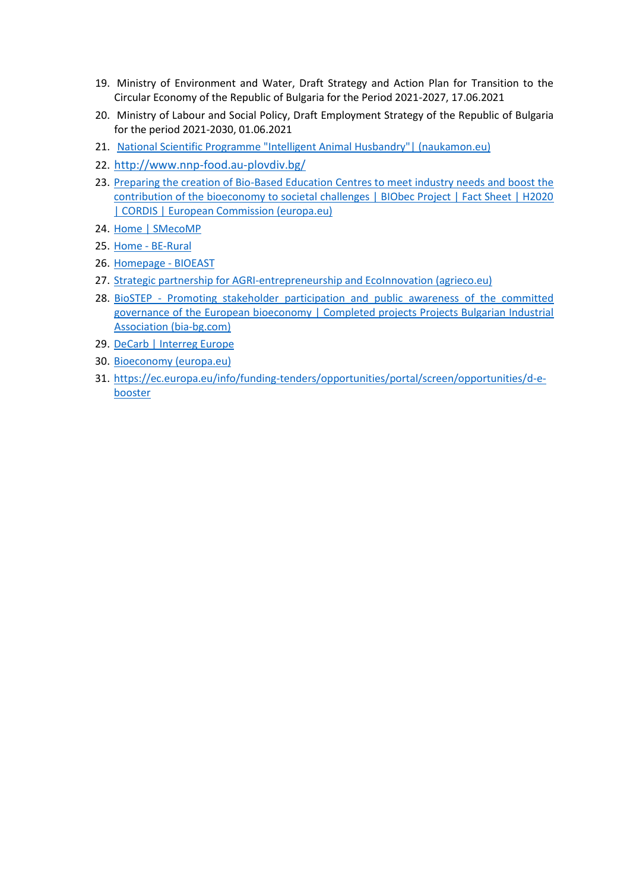19. Ministry of Environment and Water, Draft Strategy and Action Plan for Transition to the Circular Economy of the Republic of Bulgaria for the Period 2021-2027, 17.06.2021
20. Ministry of Labour and Social Policy, Draft Employment Strategy of the Republic of Bulgaria for the period 2021-2030, 01.06.2021
21. National Scientific Programme "Intelligent Animal Husbandry"| (naukamon.eu)
22. http://www.nnp-food.au-plovdiv.bg/
23. Preparing the creation of Bio-Based Education Centres to meet industry needs and boost the contribution of the bioeconomy to societal challenges | BIObec Project | Fact Sheet | H2020 | CORDIS | European Commission (europa.eu)
24. Home | SMecoMP
25. Home - BE-Rural
26. Homepage - BIOEAST
27. Strategic partnership for AGRI-entrepreneurship and EcoInnovation (agrieco.eu)
28. BioSTEP - Promoting stakeholder participation and public awareness of the committed governance of the European bioeconomy | Completed projects Projects Bulgarian Industrial Association (bia-bg.com)
29. DeCarb | Interreg Europe
30. Bioeconomy (europa.eu)
31. https://ec.europa.eu/info/funding-tenders/opportunities/portal/screen/opportunities/d-e-booster